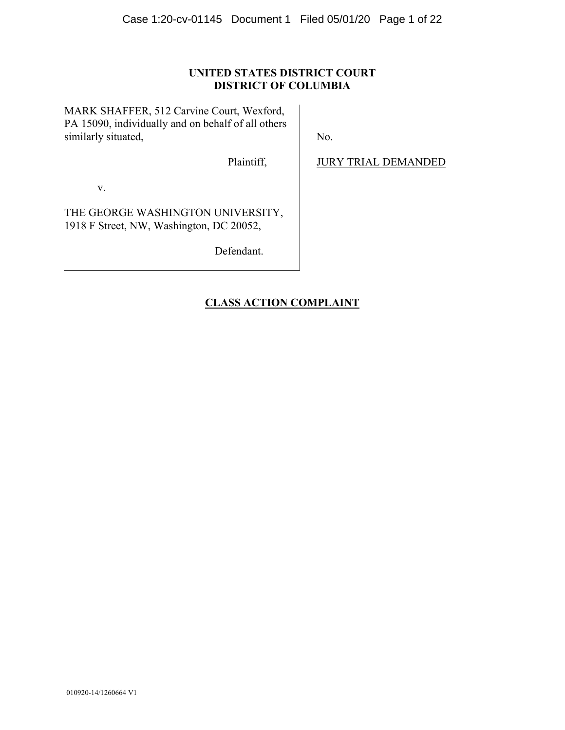**UNITED STATES DISTRICT COURT**
**DISTRICT OF COLUMBIA**

MARK SHAFFER, 512 Carvine Court, Wexford, PA 15090, individually and on behalf of all others similarly situated,

Plaintiff,

v.

THE GEORGE WASHINGTON UNIVERSITY, 1918 F Street, NW, Washington, DC 20052,

Defendant.

No.

JURY TRIAL DEMANDED

## CLASS ACTION COMPLAINT

010920-14/1260664 V1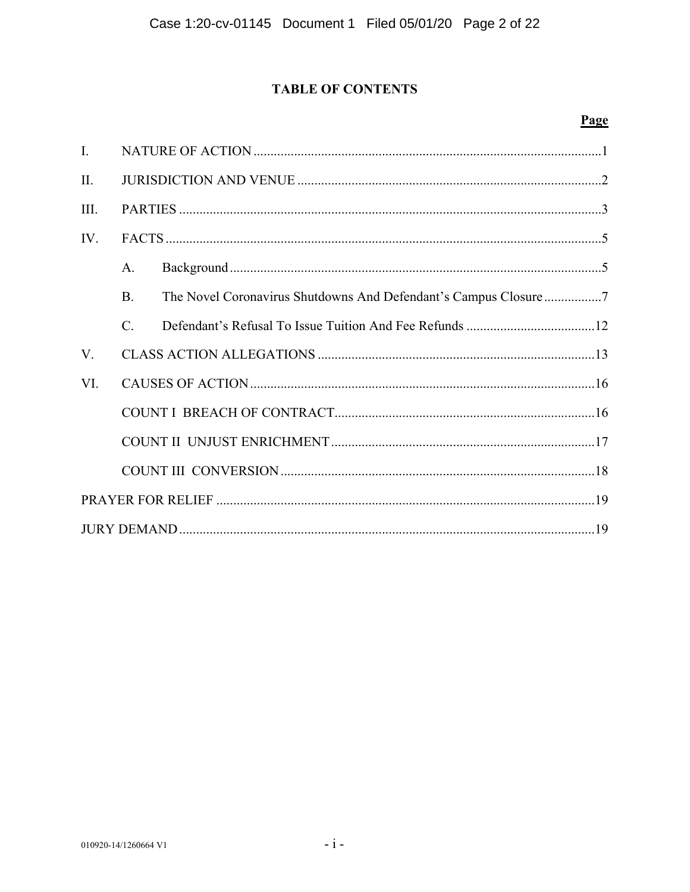## TABLE OF CONTENTS

| | | Page |
|---|---|---|
| I. | NATURE OF ACTION | 1 |
| II. | JURISDICTION AND VENUE | 2 |
| III. | PARTIES | 3 |
| IV. | FACTS | 5 |
| | A. Background | 5 |
| | B. The Novel Coronavirus Shutdowns And Defendant's Campus Closure | 7 |
| | C. Defendant's Refusal To Issue Tuition And Fee Refunds | 12 |
| V. | CLASS ACTION ALLEGATIONS | 13 |
| VI. | CAUSES OF ACTION | 16 |
| | COUNT I BREACH OF CONTRACT | 16 |
| | COUNT II UNJUST ENRICHMENT | 17 |
| | COUNT III CONVERSION | 18 |
| PRAYER FOR RELIEF | | 19 |
| JURY DEMAND | | 19 |

010920-14/1260664 V1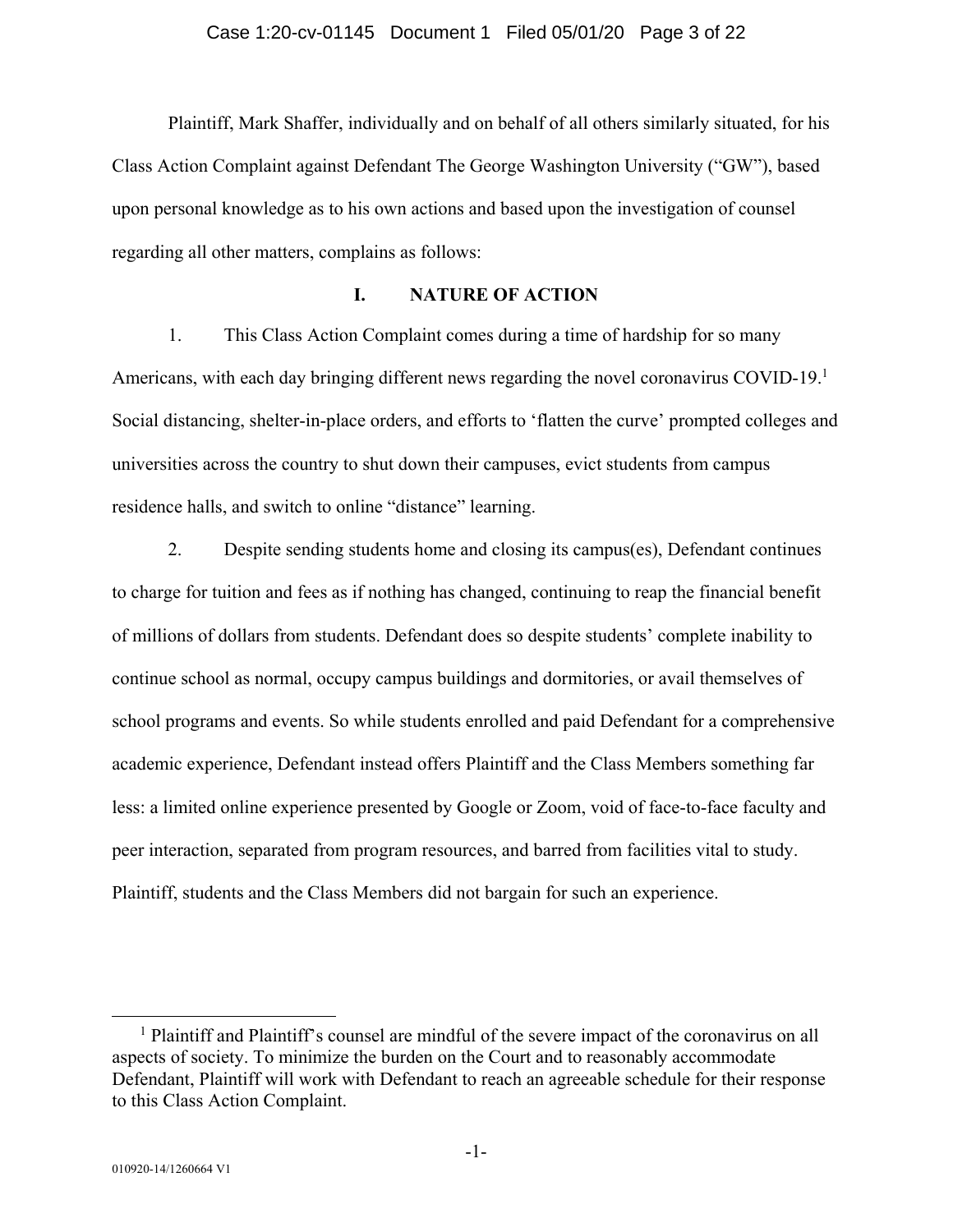Plaintiff, Mark Shaffer, individually and on behalf of all others similarly situated, for his Class Action Complaint against Defendant The George Washington University ("GW"), based upon personal knowledge as to his own actions and based upon the investigation of counsel regarding all other matters, complains as follows:

## I. NATURE OF ACTION

1. This Class Action Complaint comes during a time of hardship for so many Americans, with each day bringing different news regarding the novel coronavirus COVID-19.[1] Social distancing, shelter-in-place orders, and efforts to 'flatten the curve' prompted colleges and universities across the country to shut down their campuses, evict students from campus residence halls, and switch to online "distance" learning.

2. Despite sending students home and closing its campus(es), Defendant continues to charge for tuition and fees as if nothing has changed, continuing to reap the financial benefit of millions of dollars from students. Defendant does so despite students' complete inability to continue school as normal, occupy campus buildings and dormitories, or avail themselves of school programs and events. So while students enrolled and paid Defendant for a comprehensive academic experience, Defendant instead offers Plaintiff and the Class Members something far less: a limited online experience presented by Google or Zoom, void of face-to-face faculty and peer interaction, separated from program resources, and barred from facilities vital to study. Plaintiff, students and the Class Members did not bargain for such an experience.

---

[1] Plaintiff and Plaintiff's counsel are mindful of the severe impact of the coronavirus on all aspects of society. To minimize the burden on the Court and to reasonably accommodate Defendant, Plaintiff will work with Defendant to reach an agreeable schedule for their response to this Class Action Complaint.

010920-14/1260664 V1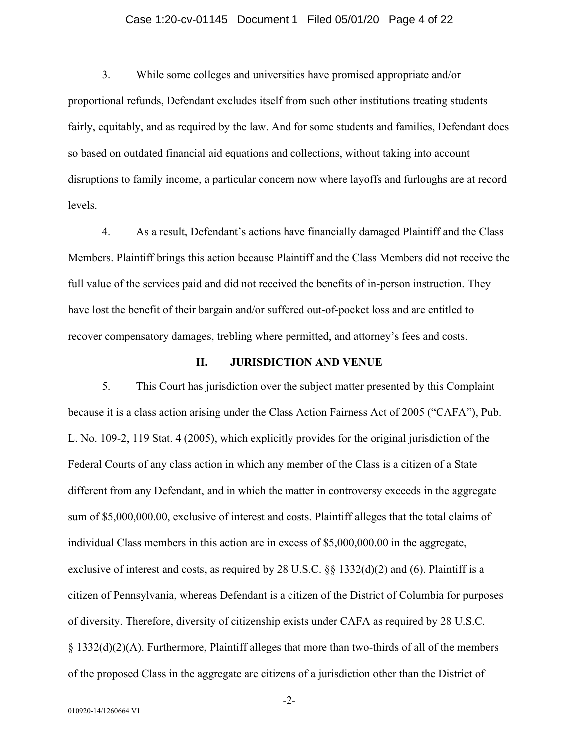3. While some colleges and universities have promised appropriate and/or proportional refunds, Defendant excludes itself from such other institutions treating students fairly, equitably, and as required by the law. And for some students and families, Defendant does so based on outdated financial aid equations and collections, without taking into account disruptions to family income, a particular concern now where layoffs and furloughs are at record levels.

4. As a result, Defendant's actions have financially damaged Plaintiff and the Class Members. Plaintiff brings this action because Plaintiff and the Class Members did not receive the full value of the services paid and did not received the benefits of in-person instruction. They have lost the benefit of their bargain and/or suffered out-of-pocket loss and are entitled to recover compensatory damages, trebling where permitted, and attorney's fees and costs.

## II. JURISDICTION AND VENUE

5. This Court has jurisdiction over the subject matter presented by this Complaint because it is a class action arising under the Class Action Fairness Act of 2005 ("CAFA"), Pub. L. No. 109-2, 119 Stat. 4 (2005), which explicitly provides for the original jurisdiction of the Federal Courts of any class action in which any member of the Class is a citizen of a State different from any Defendant, and in which the matter in controversy exceeds in the aggregate sum of $5,000,000.00, exclusive of interest and costs. Plaintiff alleges that the total claims of individual Class members in this action are in excess of $5,000,000.00 in the aggregate, exclusive of interest and costs, as required by 28 U.S.C. §§ 1332(d)(2) and (6). Plaintiff is a citizen of Pennsylvania, whereas Defendant is a citizen of the District of Columbia for purposes of diversity. Therefore, diversity of citizenship exists under CAFA as required by 28 U.S.C. § 1332(d)(2)(A). Furthermore, Plaintiff alleges that more than two-thirds of all of the members of the proposed Class in the aggregate are citizens of a jurisdiction other than the District of

010920-14/1260664 V1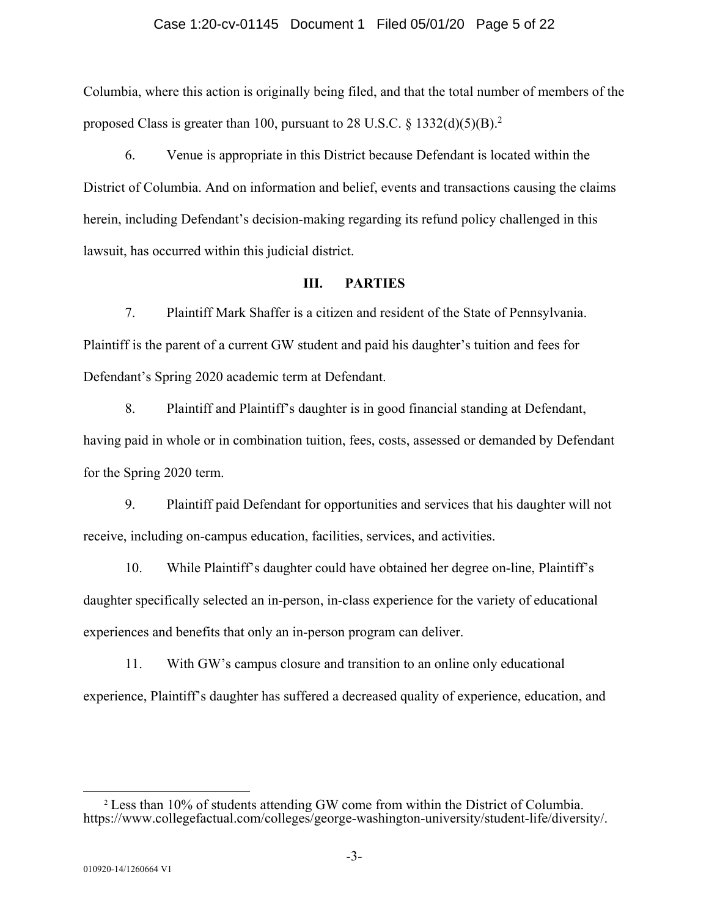Columbia, where this action is originally being filed, and that the total number of members of the proposed Class is greater than 100, pursuant to 28 U.S.C. § 1332(d)(5)(B).[2]

6. Venue is appropriate in this District because Defendant is located within the District of Columbia. And on information and belief, events and transactions causing the claims herein, including Defendant's decision-making regarding its refund policy challenged in this lawsuit, has occurred within this judicial district.

## III. PARTIES

7. Plaintiff Mark Shaffer is a citizen and resident of the State of Pennsylvania. Plaintiff is the parent of a current GW student and paid his daughter's tuition and fees for Defendant's Spring 2020 academic term at Defendant.

8. Plaintiff and Plaintiff's daughter is in good financial standing at Defendant, having paid in whole or in combination tuition, fees, costs, assessed or demanded by Defendant for the Spring 2020 term.

9. Plaintiff paid Defendant for opportunities and services that his daughter will not receive, including on-campus education, facilities, services, and activities.

10. While Plaintiff's daughter could have obtained her degree on-line, Plaintiff's daughter specifically selected an in-person, in-class experience for the variety of educational experiences and benefits that only an in-person program can deliver.

11. With GW's campus closure and transition to an online only educational experience, Plaintiff's daughter has suffered a decreased quality of experience, education, and

---

[2] Less than 10% of students attending GW come from within the District of Columbia. https://www.collegefactual.com/colleges/george-washington-university/student-life/diversity/.

010920-14/1260664 V1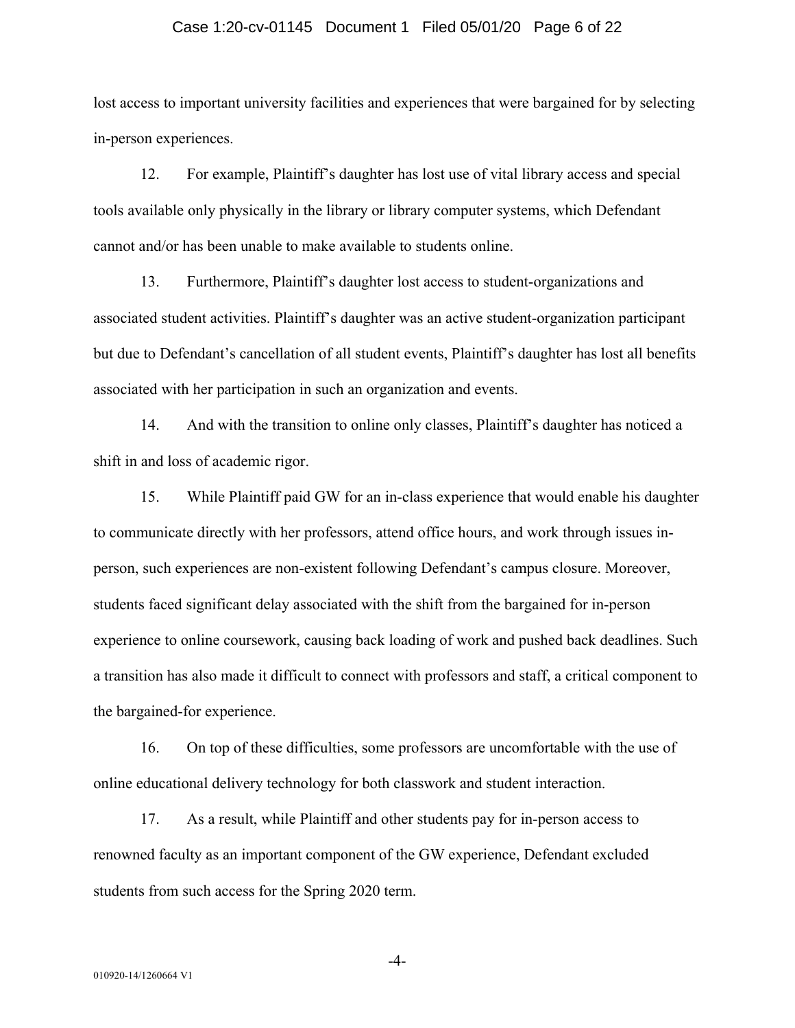lost access to important university facilities and experiences that were bargained for by selecting in-person experiences.

12. For example, Plaintiff's daughter has lost use of vital library access and special tools available only physically in the library or library computer systems, which Defendant cannot and/or has been unable to make available to students online.

13. Furthermore, Plaintiff's daughter lost access to student-organizations and associated student activities. Plaintiff's daughter was an active student-organization participant but due to Defendant's cancellation of all student events, Plaintiff's daughter has lost all benefits associated with her participation in such an organization and events.

14. And with the transition to online only classes, Plaintiff's daughter has noticed a shift in and loss of academic rigor.

15. While Plaintiff paid GW for an in-class experience that would enable his daughter to communicate directly with her professors, attend office hours, and work through issues in-person, such experiences are non-existent following Defendant's campus closure. Moreover, students faced significant delay associated with the shift from the bargained for in-person experience to online coursework, causing back loading of work and pushed back deadlines. Such a transition has also made it difficult to connect with professors and staff, a critical component to the bargained-for experience.

16. On top of these difficulties, some professors are uncomfortable with the use of online educational delivery technology for both classwork and student interaction.

17. As a result, while Plaintiff and other students pay for in-person access to renowned faculty as an important component of the GW experience, Defendant excluded students from such access for the Spring 2020 term.

010920-14/1260664 V1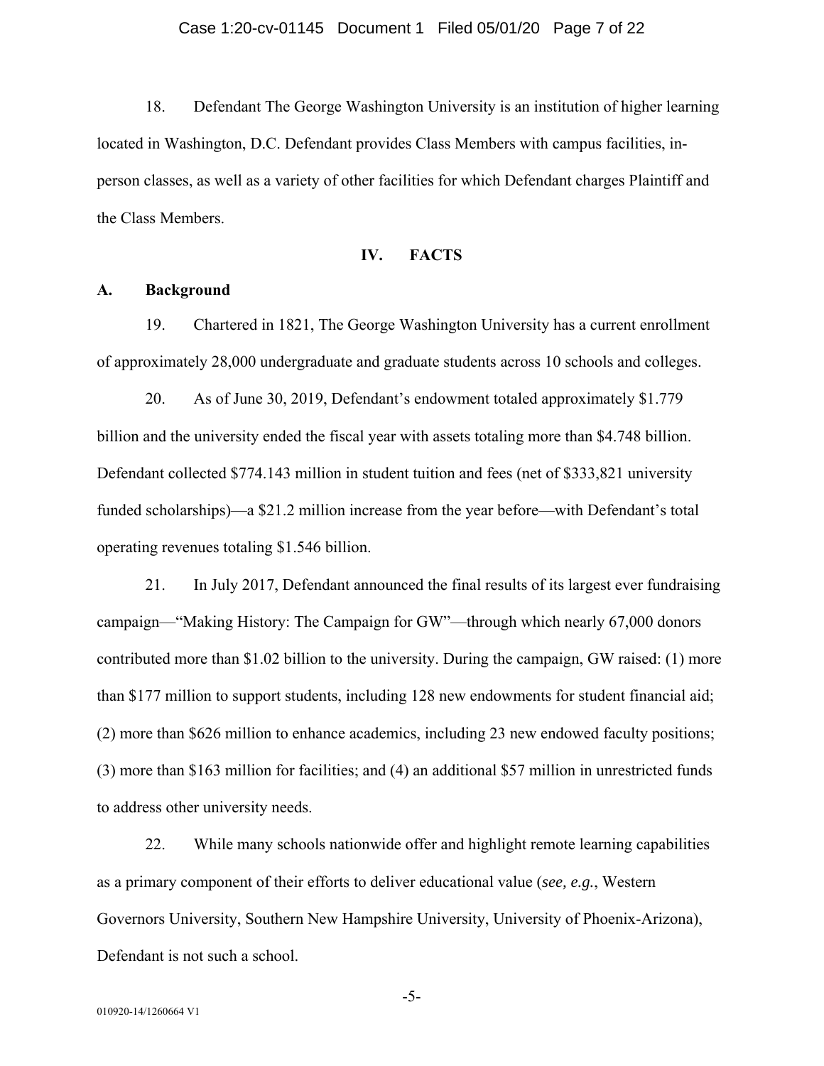18. Defendant The George Washington University is an institution of higher learning located in Washington, D.C. Defendant provides Class Members with campus facilities, in-person classes, as well as a variety of other facilities for which Defendant charges Plaintiff and the Class Members.

## IV. FACTS

### A. Background

19. Chartered in 1821, The George Washington University has a current enrollment of approximately 28,000 undergraduate and graduate students across 10 schools and colleges.

20. As of June 30, 2019, Defendant's endowment totaled approximately $1.779 billion and the university ended the fiscal year with assets totaling more than $4.748 billion. Defendant collected $774.143 million in student tuition and fees (net of $333,821 university funded scholarships)—a $21.2 million increase from the year before—with Defendant's total operating revenues totaling $1.546 billion.

21. In July 2017, Defendant announced the final results of its largest ever fundraising campaign—"Making History: The Campaign for GW"—through which nearly 67,000 donors contributed more than $1.02 billion to the university. During the campaign, GW raised: (1) more than $177 million to support students, including 128 new endowments for student financial aid; (2) more than $626 million to enhance academics, including 23 new endowed faculty positions; (3) more than $163 million for facilities; and (4) an additional $57 million in unrestricted funds to address other university needs.

22. While many schools nationwide offer and highlight remote learning capabilities as a primary component of their efforts to deliver educational value (*see, e.g.*, Western Governors University, Southern New Hampshire University, University of Phoenix-Arizona), Defendant is not such a school.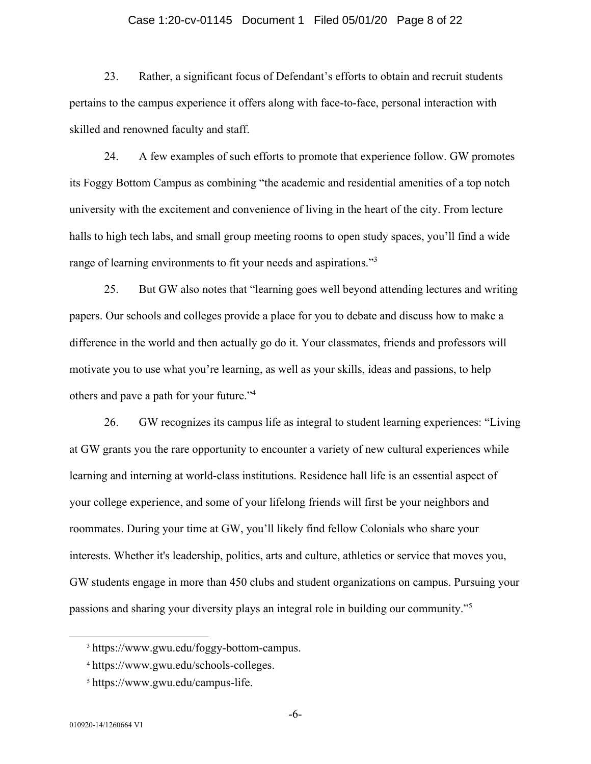23. Rather, a significant focus of Defendant's efforts to obtain and recruit students pertains to the campus experience it offers along with face-to-face, personal interaction with skilled and renowned faculty and staff.

24. A few examples of such efforts to promote that experience follow. GW promotes its Foggy Bottom Campus as combining "the academic and residential amenities of a top notch university with the excitement and convenience of living in the heart of the city. From lecture halls to high tech labs, and small group meeting rooms to open study spaces, you'll find a wide range of learning environments to fit your needs and aspirations."[3]

25. But GW also notes that "learning goes well beyond attending lectures and writing papers. Our schools and colleges provide a place for you to debate and discuss how to make a difference in the world and then actually go do it. Your classmates, friends and professors will motivate you to use what you're learning, as well as your skills, ideas and passions, to help others and pave a path for your future."[4]

26. GW recognizes its campus life as integral to student learning experiences: "Living at GW grants you the rare opportunity to encounter a variety of new cultural experiences while learning and interning at world-class institutions. Residence hall life is an essential aspect of your college experience, and some of your lifelong friends will first be your neighbors and roommates. During your time at GW, you'll likely find fellow Colonials who share your interests. Whether it's leadership, politics, arts and culture, athletics or service that moves you, GW students engage in more than 450 clubs and student organizations on campus. Pursuing your passions and sharing your diversity plays an integral role in building our community."[5]

---

[3] https://www.gwu.edu/foggy-bottom-campus.

[4] https://www.gwu.edu/schools-colleges.

[5] https://www.gwu.edu/campus-life.

010920-14/1260664 V1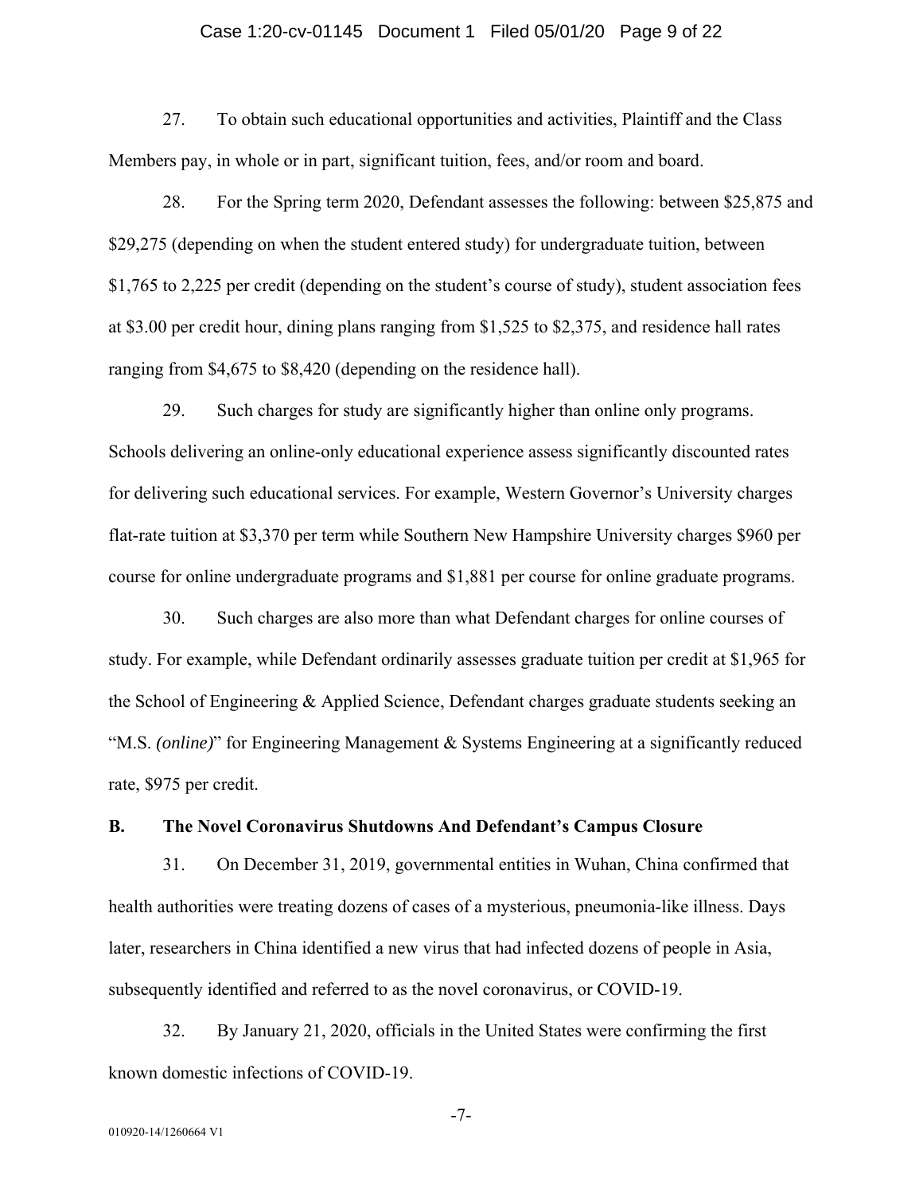27. To obtain such educational opportunities and activities, Plaintiff and the Class Members pay, in whole or in part, significant tuition, fees, and/or room and board.

28. For the Spring term 2020, Defendant assesses the following: between $25,875 and $29,275 (depending on when the student entered study) for undergraduate tuition, between $1,765 to 2,225 per credit (depending on the student's course of study), student association fees at $3.00 per credit hour, dining plans ranging from $1,525 to $2,375, and residence hall rates ranging from $4,675 to $8,420 (depending on the residence hall).

29. Such charges for study are significantly higher than online only programs. Schools delivering an online-only educational experience assess significantly discounted rates for delivering such educational services. For example, Western Governor's University charges flat-rate tuition at $3,370 per term while Southern New Hampshire University charges $960 per course for online undergraduate programs and $1,881 per course for online graduate programs.

30. Such charges are also more than what Defendant charges for online courses of study. For example, while Defendant ordinarily assesses graduate tuition per credit at $1,965 for the School of Engineering & Applied Science, Defendant charges graduate students seeking an "M.S. *(online)*" for Engineering Management & Systems Engineering at a significantly reduced rate, $975 per credit.

**B. The Novel Coronavirus Shutdowns And Defendant's Campus Closure**

31. On December 31, 2019, governmental entities in Wuhan, China confirmed that health authorities were treating dozens of cases of a mysterious, pneumonia-like illness. Days later, researchers in China identified a new virus that had infected dozens of people in Asia, subsequently identified and referred to as the novel coronavirus, or COVID-19.

32. By January 21, 2020, officials in the United States were confirming the first known domestic infections of COVID-19.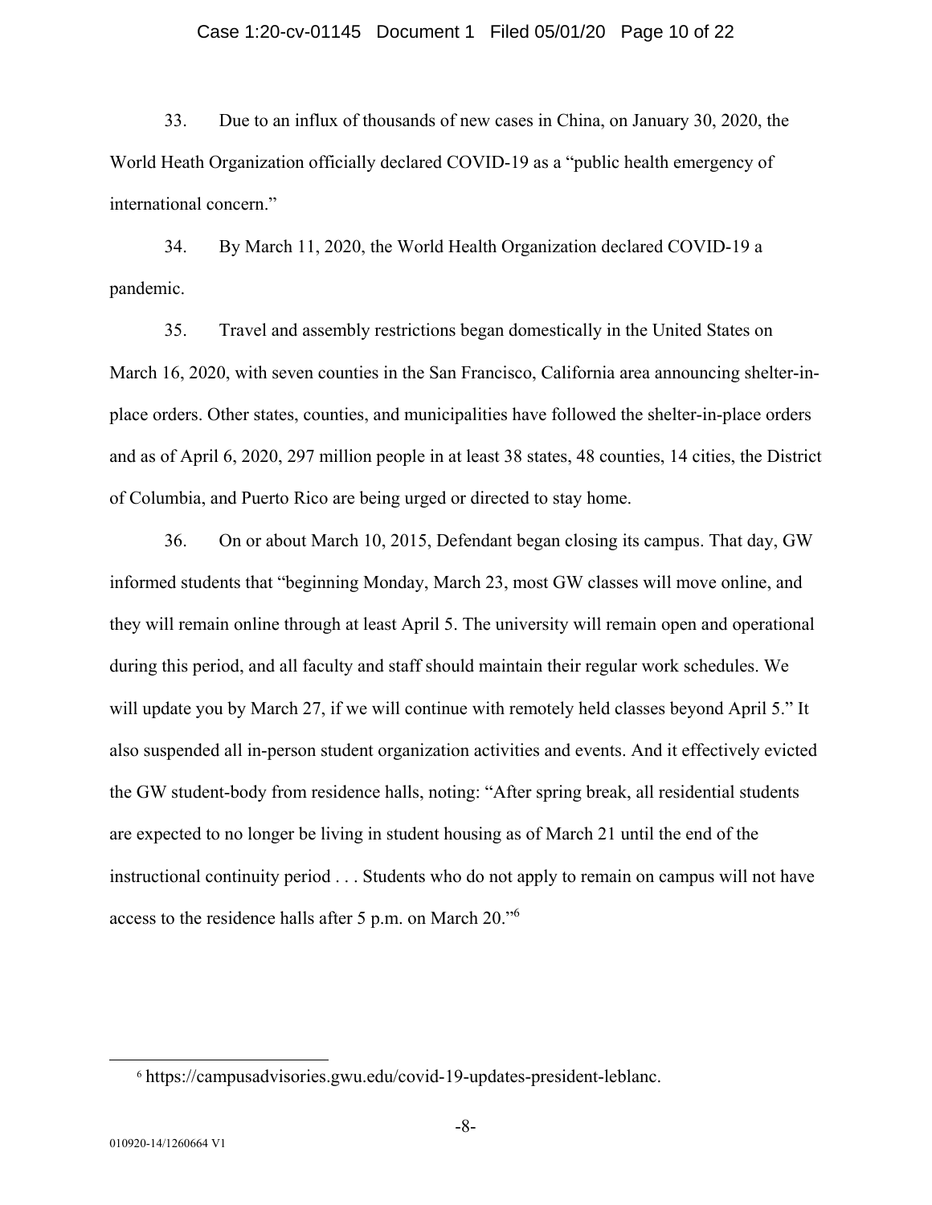33. Due to an influx of thousands of new cases in China, on January 30, 2020, the World Heath Organization officially declared COVID-19 as a "public health emergency of international concern."

34. By March 11, 2020, the World Health Organization declared COVID-19 a pandemic.

35. Travel and assembly restrictions began domestically in the United States on March 16, 2020, with seven counties in the San Francisco, California area announcing shelter-in-place orders. Other states, counties, and municipalities have followed the shelter-in-place orders and as of April 6, 2020, 297 million people in at least 38 states, 48 counties, 14 cities, the District of Columbia, and Puerto Rico are being urged or directed to stay home.

36. On or about March 10, 2015, Defendant began closing its campus. That day, GW informed students that "beginning Monday, March 23, most GW classes will move online, and they will remain online through at least April 5. The university will remain open and operational during this period, and all faculty and staff should maintain their regular work schedules. We will update you by March 27, if we will continue with remotely held classes beyond April 5." It also suspended all in-person student organization activities and events. And it effectively evicted the GW student-body from residence halls, noting: "After spring break, all residential students are expected to no longer be living in student housing as of March 21 until the end of the instructional continuity period . . . Students who do not apply to remain on campus will not have access to the residence halls after 5 p.m. on March 20."[6]

---

[6] https://campusadvisories.gwu.edu/covid-19-updates-president-leblanc.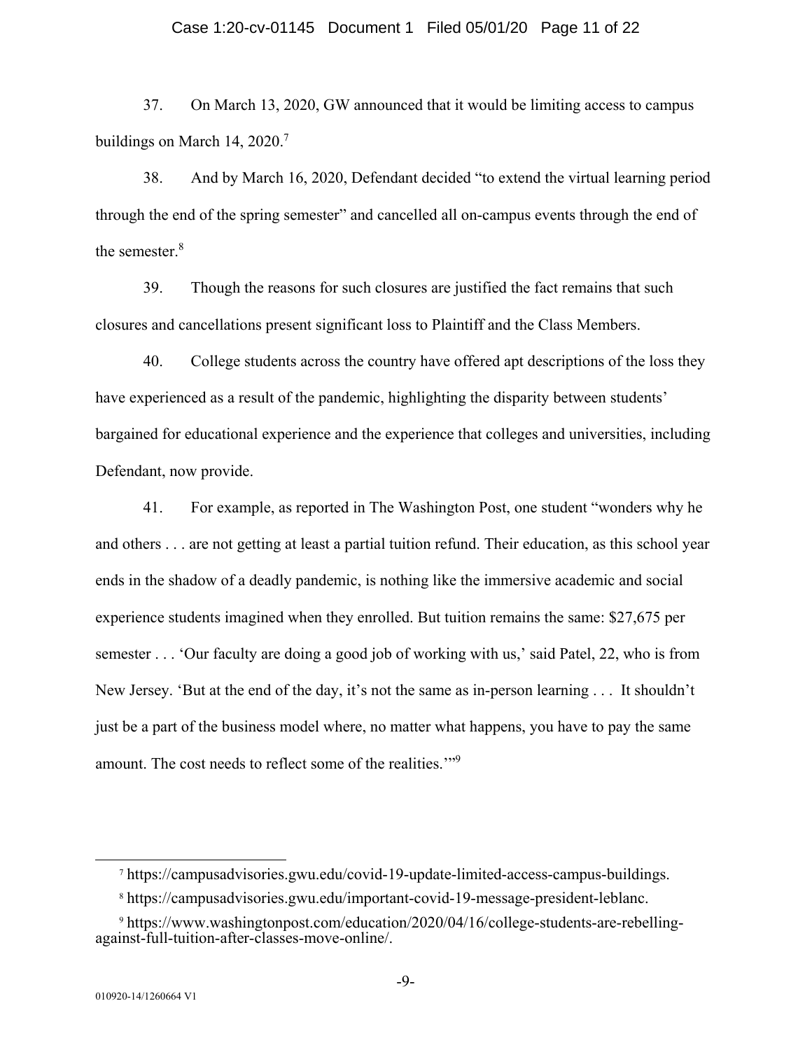37. On March 13, 2020, GW announced that it would be limiting access to campus buildings on March 14, 2020.[7]

38. And by March 16, 2020, Defendant decided "to extend the virtual learning period through the end of the spring semester" and cancelled all on-campus events through the end of the semester.[8]

39. Though the reasons for such closures are justified the fact remains that such closures and cancellations present significant loss to Plaintiff and the Class Members.

40. College students across the country have offered apt descriptions of the loss they have experienced as a result of the pandemic, highlighting the disparity between students' bargained for educational experience and the experience that colleges and universities, including Defendant, now provide.

41. For example, as reported in The Washington Post, one student "wonders why he and others . . . are not getting at least a partial tuition refund. Their education, as this school year ends in the shadow of a deadly pandemic, is nothing like the immersive academic and social experience students imagined when they enrolled. But tuition remains the same: $27,675 per semester . . . 'Our faculty are doing a good job of working with us,' said Patel, 22, who is from New Jersey. 'But at the end of the day, it's not the same as in-person learning . . . It shouldn't just be a part of the business model where, no matter what happens, you have to pay the same amount. The cost needs to reflect some of the realities.'"[9]

---

[7] https://campusadvisories.gwu.edu/covid-19-update-limited-access-campus-buildings.

[8] https://campusadvisories.gwu.edu/important-covid-19-message-president-leblanc.

[9] https://www.washingtonpost.com/education/2020/04/16/college-students-are-rebelling-against-full-tuition-after-classes-move-online/.

010920-14/1260664 V1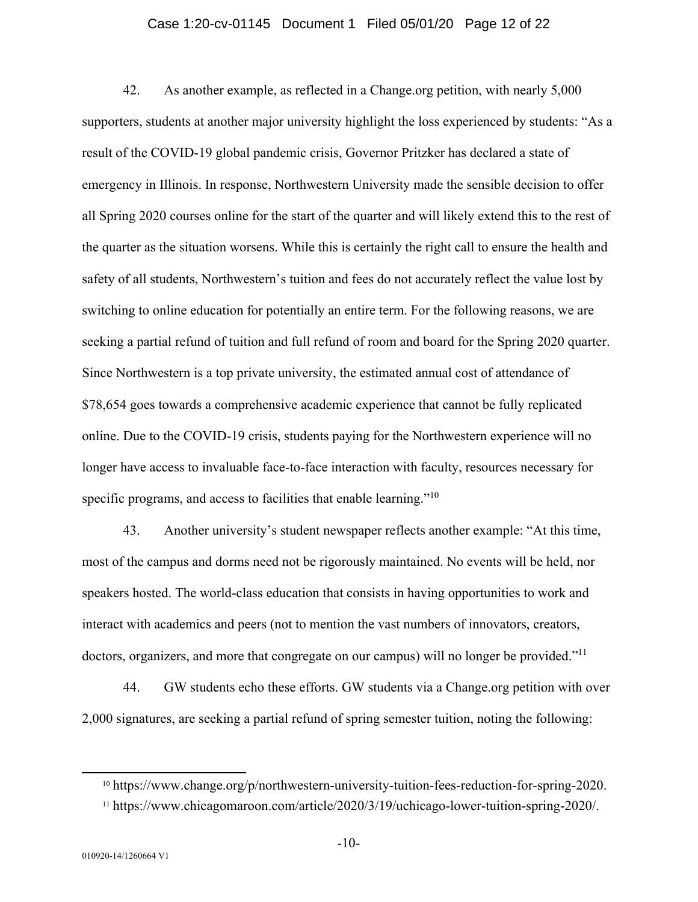42. As another example, as reflected in a Change.org petition, with nearly 5,000 supporters, students at another major university highlight the loss experienced by students: "As a result of the COVID-19 global pandemic crisis, Governor Pritzker has declared a state of emergency in Illinois. In response, Northwestern University made the sensible decision to offer all Spring 2020 courses online for the start of the quarter and will likely extend this to the rest of the quarter as the situation worsens. While this is certainly the right call to ensure the health and safety of all students, Northwestern's tuition and fees do not accurately reflect the value lost by switching to online education for potentially an entire term. For the following reasons, we are seeking a partial refund of tuition and full refund of room and board for the Spring 2020 quarter. Since Northwestern is a top private university, the estimated annual cost of attendance of $78,654 goes towards a comprehensive academic experience that cannot be fully replicated online. Due to the COVID-19 crisis, students paying for the Northwestern experience will no longer have access to invaluable face-to-face interaction with faculty, resources necessary for specific programs, and access to facilities that enable learning."[10]

43. Another university's student newspaper reflects another example: "At this time, most of the campus and dorms need not be rigorously maintained. No events will be held, nor speakers hosted. The world-class education that consists in having opportunities to work and interact with academics and peers (not to mention the vast numbers of innovators, creators, doctors, organizers, and more that congregate on our campus) will no longer be provided."[11]

44. GW students echo these efforts. GW students via a Change.org petition with over 2,000 signatures, are seeking a partial refund of spring semester tuition, noting the following:

---

[10] https://www.change.org/p/northwestern-university-tuition-fees-reduction-for-spring-2020.

[11] https://www.chicagomaroon.com/article/2020/3/19/uchicago-lower-tuition-spring-2020/.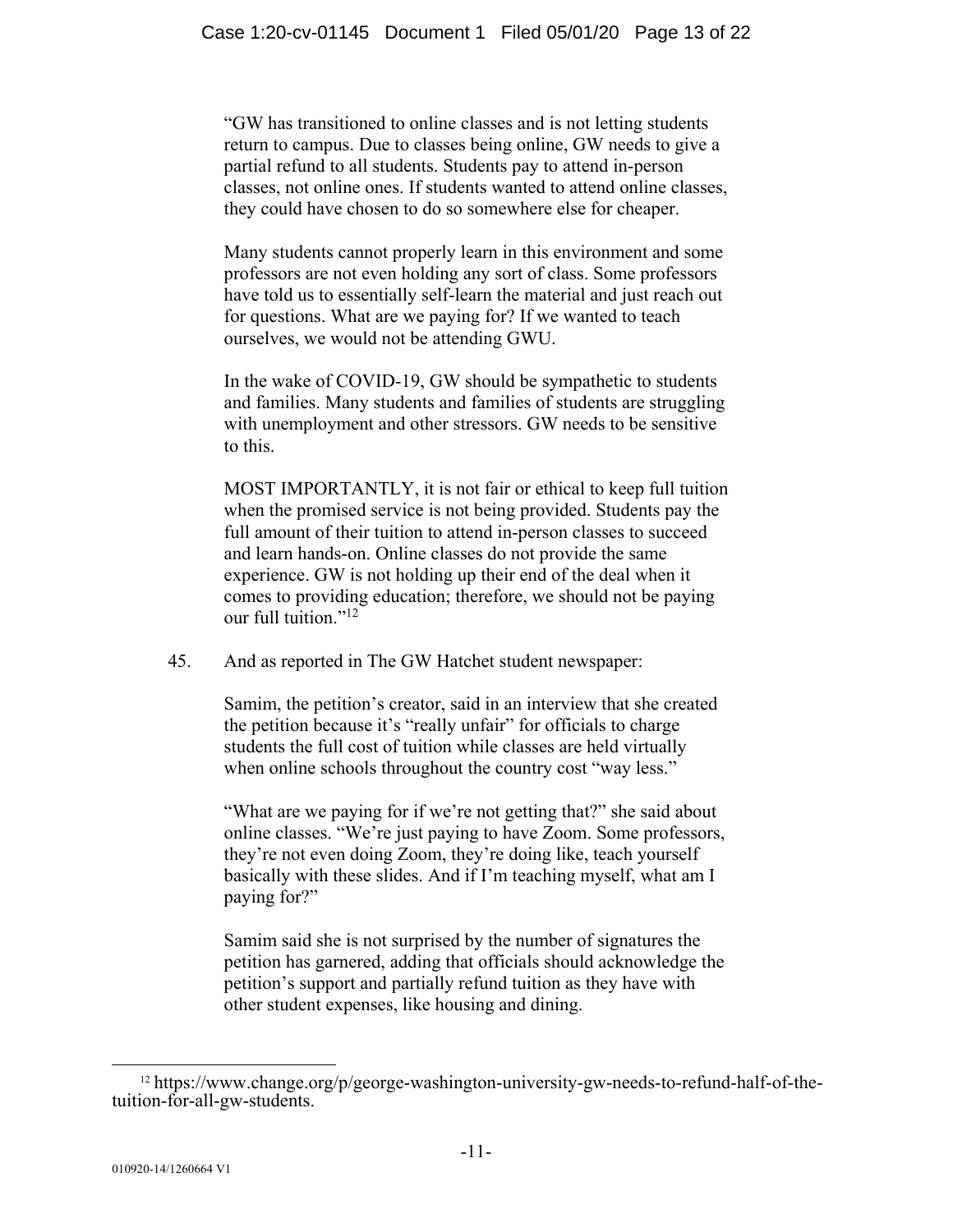> "GW has transitioned to online classes and is not letting students return to campus. Due to classes being online, GW needs to give a partial refund to all students. Students pay to attend in-person classes, not online ones. If students wanted to attend online classes, they could have chosen to do so somewhere else for cheaper.
>
> Many students cannot properly learn in this environment and some professors are not even holding any sort of class. Some professors have told us to essentially self-learn the material and just reach out for questions. What are we paying for? If we wanted to teach ourselves, we would not be attending GWU.
>
> In the wake of COVID-19, GW should be sympathetic to students and families. Many students and families of students are struggling with unemployment and other stressors. GW needs to be sensitive to this.
>
> MOST IMPORTANTLY, it is not fair or ethical to keep full tuition when the promised service is not being provided. Students pay the full amount of their tuition to attend in-person classes to succeed and learn hands-on. Online classes do not provide the same experience. GW is not holding up their end of the deal when it comes to providing education; therefore, we should not be paying our full tuition."[12]

45. And as reported in The GW Hatchet student newspaper:

> Samim, the petition's creator, said in an interview that she created the petition because it's "really unfair" for officials to charge students the full cost of tuition while classes are held virtually when online schools throughout the country cost "way less."
>
> "What are we paying for if we're not getting that?" she said about online classes. "We're just paying to have Zoom. Some professors, they're not even doing Zoom, they're doing like, teach yourself basically with these slides. And if I'm teaching myself, what am I paying for?"
>
> Samim said she is not surprised by the number of signatures the petition has garnered, adding that officials should acknowledge the petition's support and partially refund tuition as they have with other student expenses, like housing and dining.

---

[12] https://www.change.org/p/george-washington-university-gw-needs-to-refund-half-of-the-tuition-for-all-gw-students.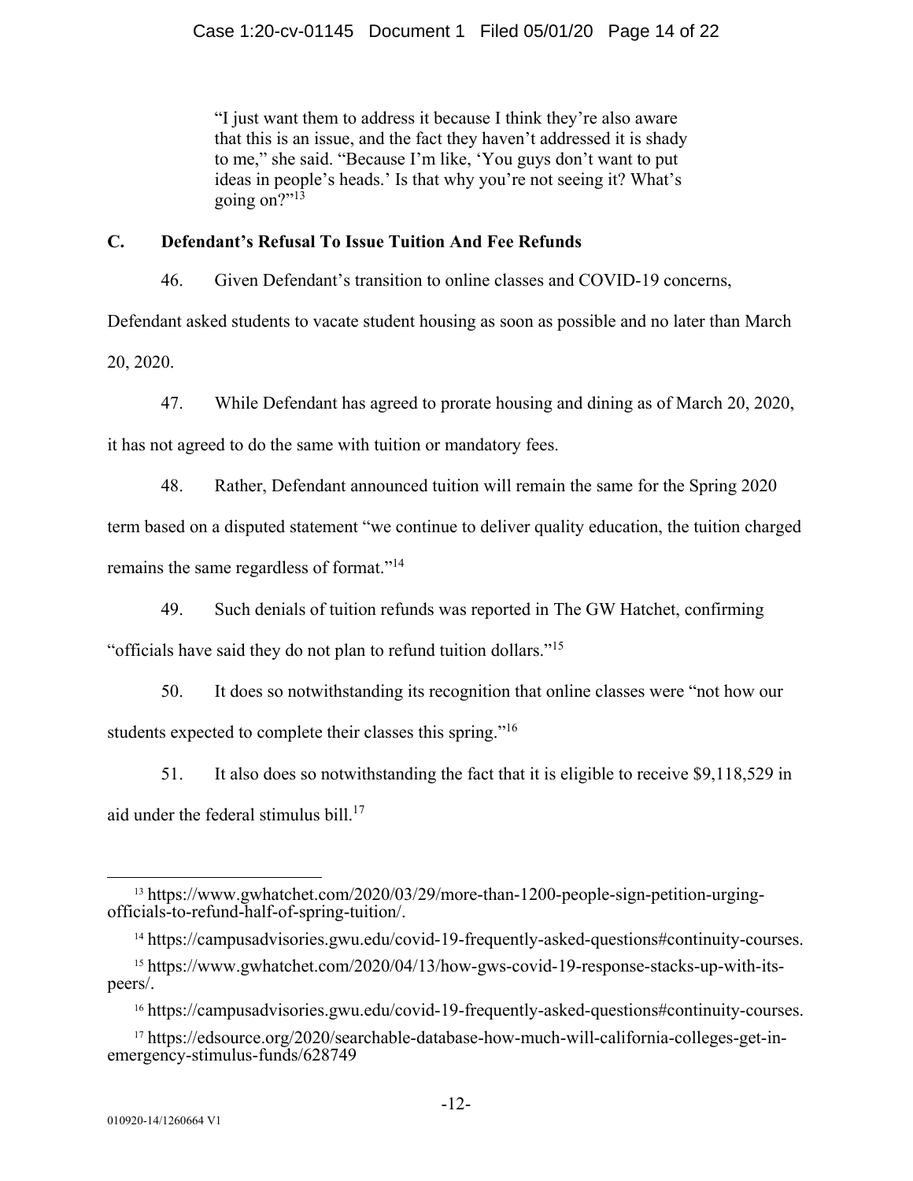> "I just want them to address it because I think they're also aware that this is an issue, and the fact they haven't addressed it is shady to me," she said. "Because I'm like, 'You guys don't want to put ideas in people's heads.' Is that why you're not seeing it? What's going on?"[13]

## C. Defendant's Refusal To Issue Tuition And Fee Refunds

46. Given Defendant's transition to online classes and COVID-19 concerns, Defendant asked students to vacate student housing as soon as possible and no later than March 20, 2020.

47. While Defendant has agreed to prorate housing and dining as of March 20, 2020, it has not agreed to do the same with tuition or mandatory fees.

48. Rather, Defendant announced tuition will remain the same for the Spring 2020 term based on a disputed statement "we continue to deliver quality education, the tuition charged remains the same regardless of format."[14]

49. Such denials of tuition refunds was reported in The GW Hatchet, confirming "officials have said they do not plan to refund tuition dollars."[15]

50. It does so notwithstanding its recognition that online classes were "not how our students expected to complete their classes this spring."[16]

51. It also does so notwithstanding the fact that it is eligible to receive $9,118,529 in aid under the federal stimulus bill.[17]

---

[13] https://www.gwhatchet.com/2020/03/29/more-than-1200-people-sign-petition-urging-officials-to-refund-half-of-spring-tuition/.

[14] https://campusadvisories.gwu.edu/covid-19-frequently-asked-questions#continuity-courses.

[15] https://www.gwhatchet.com/2020/04/13/how-gws-covid-19-response-stacks-up-with-its-peers/.

[16] https://campusadvisories.gwu.edu/covid-19-frequently-asked-questions#continuity-courses.

[17] https://edsource.org/2020/searchable-database-how-much-will-california-colleges-get-in-emergency-stimulus-funds/628749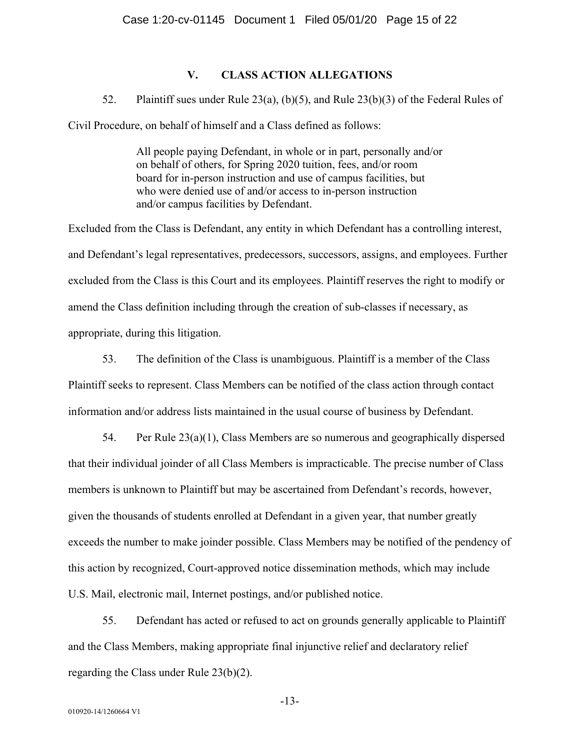## V. CLASS ACTION ALLEGATIONS

52. Plaintiff sues under Rule 23(a), (b)(5), and Rule 23(b)(3) of the Federal Rules of Civil Procedure, on behalf of himself and a Class defined as follows:

> All people paying Defendant, in whole or in part, personally and/or on behalf of others, for Spring 2020 tuition, fees, and/or room board for in-person instruction and use of campus facilities, but who were denied use of and/or access to in-person instruction and/or campus facilities by Defendant.

Excluded from the Class is Defendant, any entity in which Defendant has a controlling interest, and Defendant's legal representatives, predecessors, successors, assigns, and employees. Further excluded from the Class is this Court and its employees. Plaintiff reserves the right to modify or amend the Class definition including through the creation of sub-classes if necessary, as appropriate, during this litigation.

53. The definition of the Class is unambiguous. Plaintiff is a member of the Class Plaintiff seeks to represent. Class Members can be notified of the class action through contact information and/or address lists maintained in the usual course of business by Defendant.

54. Per Rule 23(a)(1), Class Members are so numerous and geographically dispersed that their individual joinder of all Class Members is impracticable. The precise number of Class members is unknown to Plaintiff but may be ascertained from Defendant's records, however, given the thousands of students enrolled at Defendant in a given year, that number greatly exceeds the number to make joinder possible. Class Members may be notified of the pendency of this action by recognized, Court-approved notice dissemination methods, which may include U.S. Mail, electronic mail, Internet postings, and/or published notice.

55. Defendant has acted or refused to act on grounds generally applicable to Plaintiff and the Class Members, making appropriate final injunctive relief and declaratory relief regarding the Class under Rule 23(b)(2).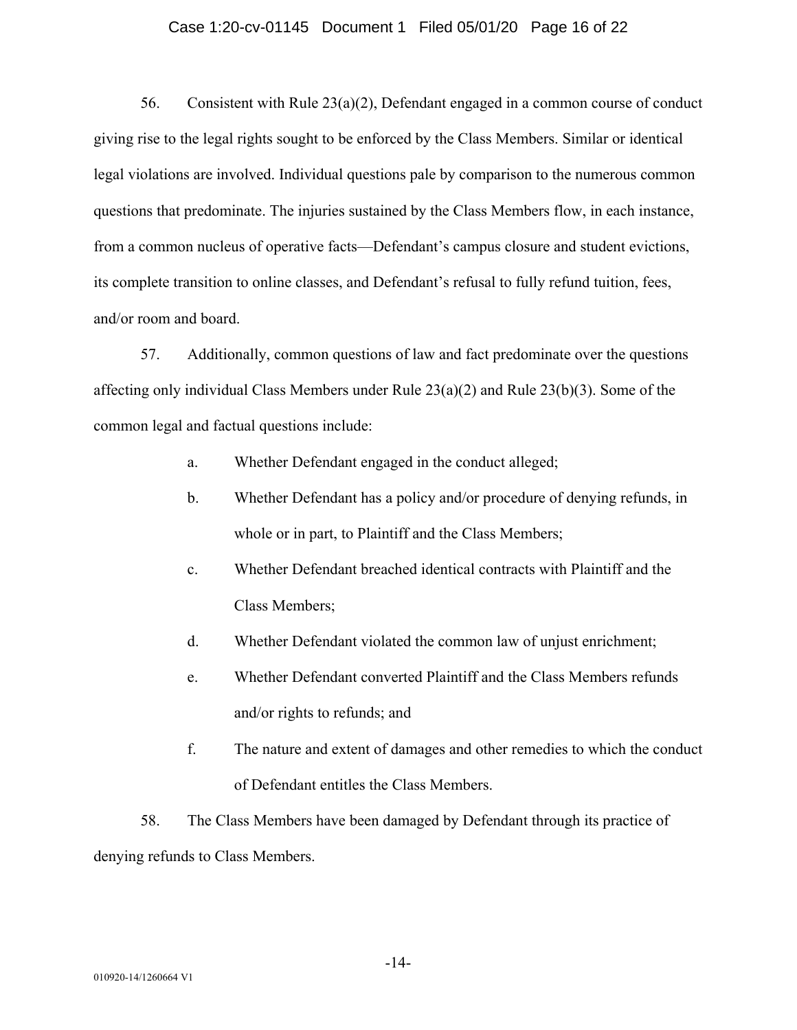56. Consistent with Rule 23(a)(2), Defendant engaged in a common course of conduct giving rise to the legal rights sought to be enforced by the Class Members. Similar or identical legal violations are involved. Individual questions pale by comparison to the numerous common questions that predominate. The injuries sustained by the Class Members flow, in each instance, from a common nucleus of operative facts—Defendant's campus closure and student evictions, its complete transition to online classes, and Defendant's refusal to fully refund tuition, fees, and/or room and board.

57. Additionally, common questions of law and fact predominate over the questions affecting only individual Class Members under Rule 23(a)(2) and Rule 23(b)(3). Some of the common legal and factual questions include:

a. Whether Defendant engaged in the conduct alleged;

b. Whether Defendant has a policy and/or procedure of denying refunds, in whole or in part, to Plaintiff and the Class Members;

c. Whether Defendant breached identical contracts with Plaintiff and the Class Members;

d. Whether Defendant violated the common law of unjust enrichment;

e. Whether Defendant converted Plaintiff and the Class Members refunds and/or rights to refunds; and

f. The nature and extent of damages and other remedies to which the conduct of Defendant entitles the Class Members.

58. The Class Members have been damaged by Defendant through its practice of denying refunds to Class Members.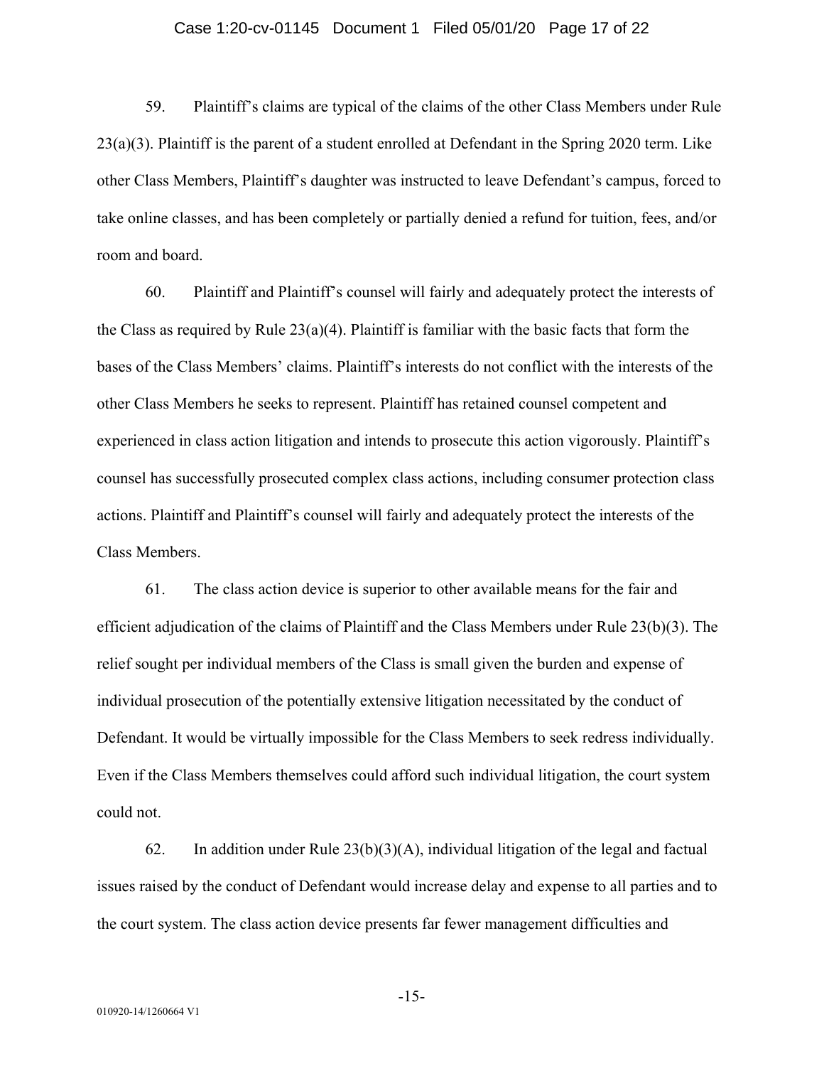59. Plaintiff's claims are typical of the claims of the other Class Members under Rule 23(a)(3). Plaintiff is the parent of a student enrolled at Defendant in the Spring 2020 term. Like other Class Members, Plaintiff's daughter was instructed to leave Defendant's campus, forced to take online classes, and has been completely or partially denied a refund for tuition, fees, and/or room and board.

60. Plaintiff and Plaintiff's counsel will fairly and adequately protect the interests of the Class as required by Rule 23(a)(4). Plaintiff is familiar with the basic facts that form the bases of the Class Members' claims. Plaintiff's interests do not conflict with the interests of the other Class Members he seeks to represent. Plaintiff has retained counsel competent and experienced in class action litigation and intends to prosecute this action vigorously. Plaintiff's counsel has successfully prosecuted complex class actions, including consumer protection class actions. Plaintiff and Plaintiff's counsel will fairly and adequately protect the interests of the Class Members.

61. The class action device is superior to other available means for the fair and efficient adjudication of the claims of Plaintiff and the Class Members under Rule 23(b)(3). The relief sought per individual members of the Class is small given the burden and expense of individual prosecution of the potentially extensive litigation necessitated by the conduct of Defendant. It would be virtually impossible for the Class Members to seek redress individually. Even if the Class Members themselves could afford such individual litigation, the court system could not.

62. In addition under Rule 23(b)(3)(A), individual litigation of the legal and factual issues raised by the conduct of Defendant would increase delay and expense to all parties and to the court system. The class action device presents far fewer management difficulties and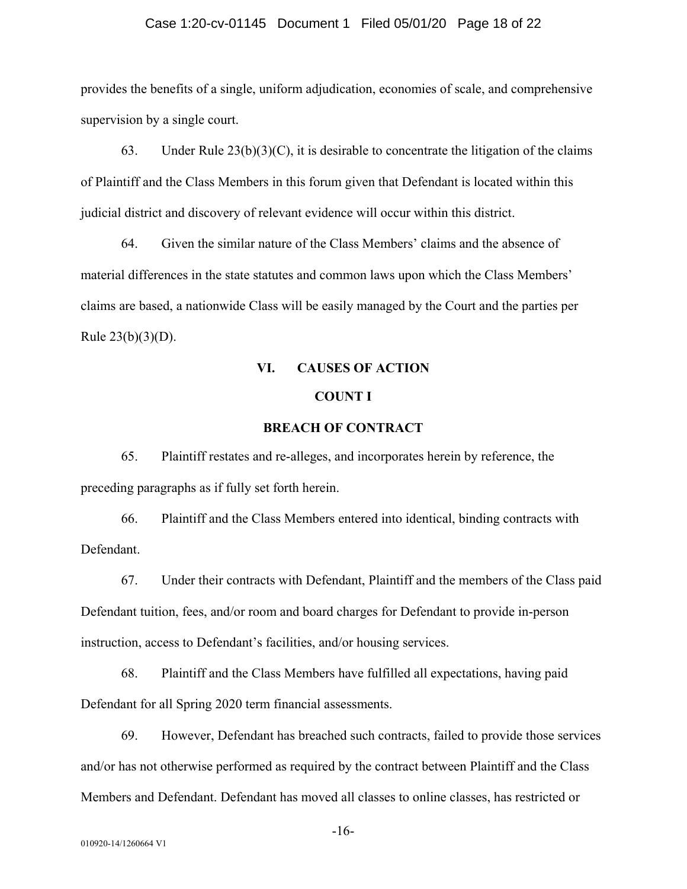provides the benefits of a single, uniform adjudication, economies of scale, and comprehensive supervision by a single court.

63. Under Rule 23(b)(3)(C), it is desirable to concentrate the litigation of the claims of Plaintiff and the Class Members in this forum given that Defendant is located within this judicial district and discovery of relevant evidence will occur within this district.

64. Given the similar nature of the Class Members' claims and the absence of material differences in the state statutes and common laws upon which the Class Members' claims are based, a nationwide Class will be easily managed by the Court and the parties per Rule 23(b)(3)(D).

## VI. CAUSES OF ACTION

### COUNT I

### BREACH OF CONTRACT

65. Plaintiff restates and re-alleges, and incorporates herein by reference, the preceding paragraphs as if fully set forth herein.

66. Plaintiff and the Class Members entered into identical, binding contracts with Defendant.

67. Under their contracts with Defendant, Plaintiff and the members of the Class paid Defendant tuition, fees, and/or room and board charges for Defendant to provide in-person instruction, access to Defendant's facilities, and/or housing services.

68. Plaintiff and the Class Members have fulfilled all expectations, having paid Defendant for all Spring 2020 term financial assessments.

69. However, Defendant has breached such contracts, failed to provide those services and/or has not otherwise performed as required by the contract between Plaintiff and the Class Members and Defendant. Defendant has moved all classes to online classes, has restricted or

010920-14/1260664 V1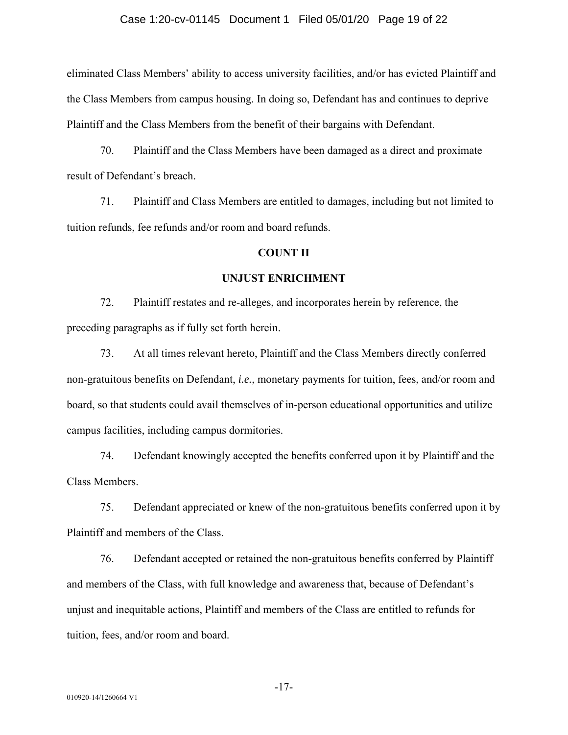eliminated Class Members' ability to access university facilities, and/or has evicted Plaintiff and the Class Members from campus housing. In doing so, Defendant has and continues to deprive Plaintiff and the Class Members from the benefit of their bargains with Defendant.

70. Plaintiff and the Class Members have been damaged as a direct and proximate result of Defendant's breach.

71. Plaintiff and Class Members are entitled to damages, including but not limited to tuition refunds, fee refunds and/or room and board refunds.

## COUNT II

## UNJUST ENRICHMENT

72. Plaintiff restates and re-alleges, and incorporates herein by reference, the preceding paragraphs as if fully set forth herein.

73. At all times relevant hereto, Plaintiff and the Class Members directly conferred non-gratuitous benefits on Defendant, *i.e.*, monetary payments for tuition, fees, and/or room and board, so that students could avail themselves of in-person educational opportunities and utilize campus facilities, including campus dormitories.

74. Defendant knowingly accepted the benefits conferred upon it by Plaintiff and the Class Members.

75. Defendant appreciated or knew of the non-gratuitous benefits conferred upon it by Plaintiff and members of the Class.

76. Defendant accepted or retained the non-gratuitous benefits conferred by Plaintiff and members of the Class, with full knowledge and awareness that, because of Defendant's unjust and inequitable actions, Plaintiff and members of the Class are entitled to refunds for tuition, fees, and/or room and board.

010920-14/1260664 V1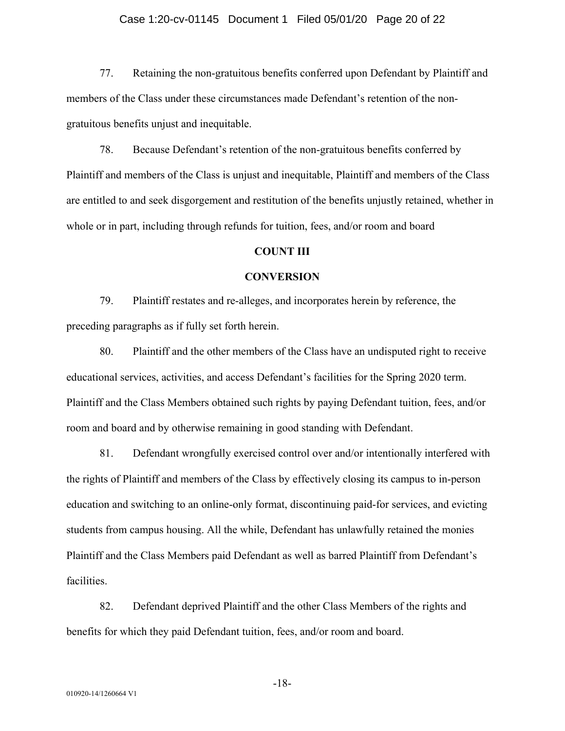77. Retaining the non-gratuitous benefits conferred upon Defendant by Plaintiff and members of the Class under these circumstances made Defendant's retention of the non-gratuitous benefits unjust and inequitable.

78. Because Defendant's retention of the non-gratuitous benefits conferred by Plaintiff and members of the Class is unjust and inequitable, Plaintiff and members of the Class are entitled to and seek disgorgement and restitution of the benefits unjustly retained, whether in whole or in part, including through refunds for tuition, fees, and/or room and board

**COUNT III**

**CONVERSION**

79. Plaintiff restates and re-alleges, and incorporates herein by reference, the preceding paragraphs as if fully set forth herein.

80. Plaintiff and the other members of the Class have an undisputed right to receive educational services, activities, and access Defendant's facilities for the Spring 2020 term. Plaintiff and the Class Members obtained such rights by paying Defendant tuition, fees, and/or room and board and by otherwise remaining in good standing with Defendant.

81. Defendant wrongfully exercised control over and/or intentionally interfered with the rights of Plaintiff and members of the Class by effectively closing its campus to in-person education and switching to an online-only format, discontinuing paid-for services, and evicting students from campus housing. All the while, Defendant has unlawfully retained the monies Plaintiff and the Class Members paid Defendant as well as barred Plaintiff from Defendant's facilities.

82. Defendant deprived Plaintiff and the other Class Members of the rights and benefits for which they paid Defendant tuition, fees, and/or room and board.

010920-14/1260664 V1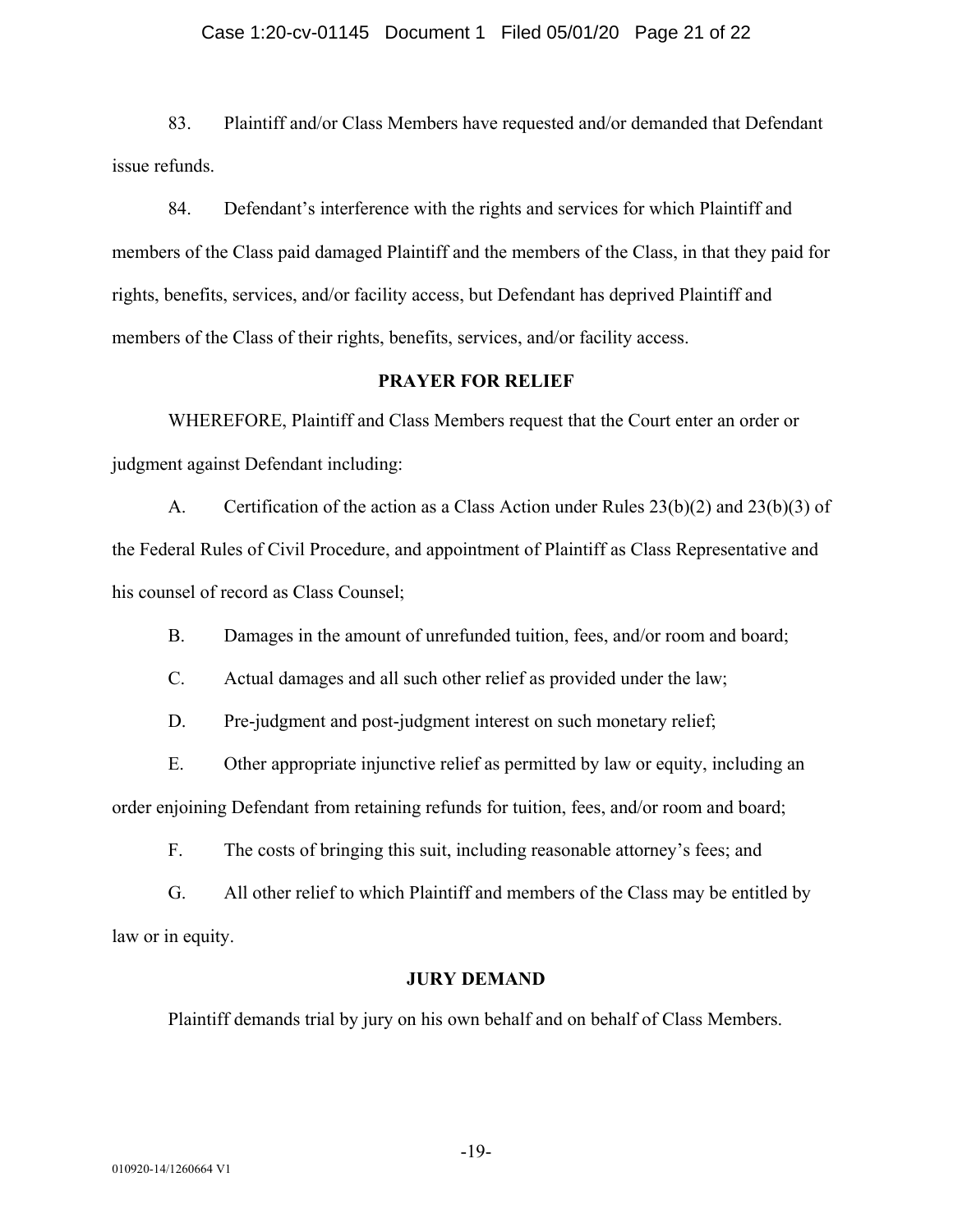83. Plaintiff and/or Class Members have requested and/or demanded that Defendant issue refunds.

84. Defendant's interference with the rights and services for which Plaintiff and members of the Class paid damaged Plaintiff and the members of the Class, in that they paid for rights, benefits, services, and/or facility access, but Defendant has deprived Plaintiff and members of the Class of their rights, benefits, services, and/or facility access.

## PRAYER FOR RELIEF

WHEREFORE, Plaintiff and Class Members request that the Court enter an order or judgment against Defendant including:

A. Certification of the action as a Class Action under Rules 23(b)(2) and 23(b)(3) of the Federal Rules of Civil Procedure, and appointment of Plaintiff as Class Representative and his counsel of record as Class Counsel;

B. Damages in the amount of unrefunded tuition, fees, and/or room and board;

C. Actual damages and all such other relief as provided under the law;

D. Pre-judgment and post-judgment interest on such monetary relief;

E. Other appropriate injunctive relief as permitted by law or equity, including an order enjoining Defendant from retaining refunds for tuition, fees, and/or room and board;

F. The costs of bringing this suit, including reasonable attorney's fees; and

G. All other relief to which Plaintiff and members of the Class may be entitled by law or in equity.

## JURY DEMAND

Plaintiff demands trial by jury on his own behalf and on behalf of Class Members.

010920-14/1260664 V1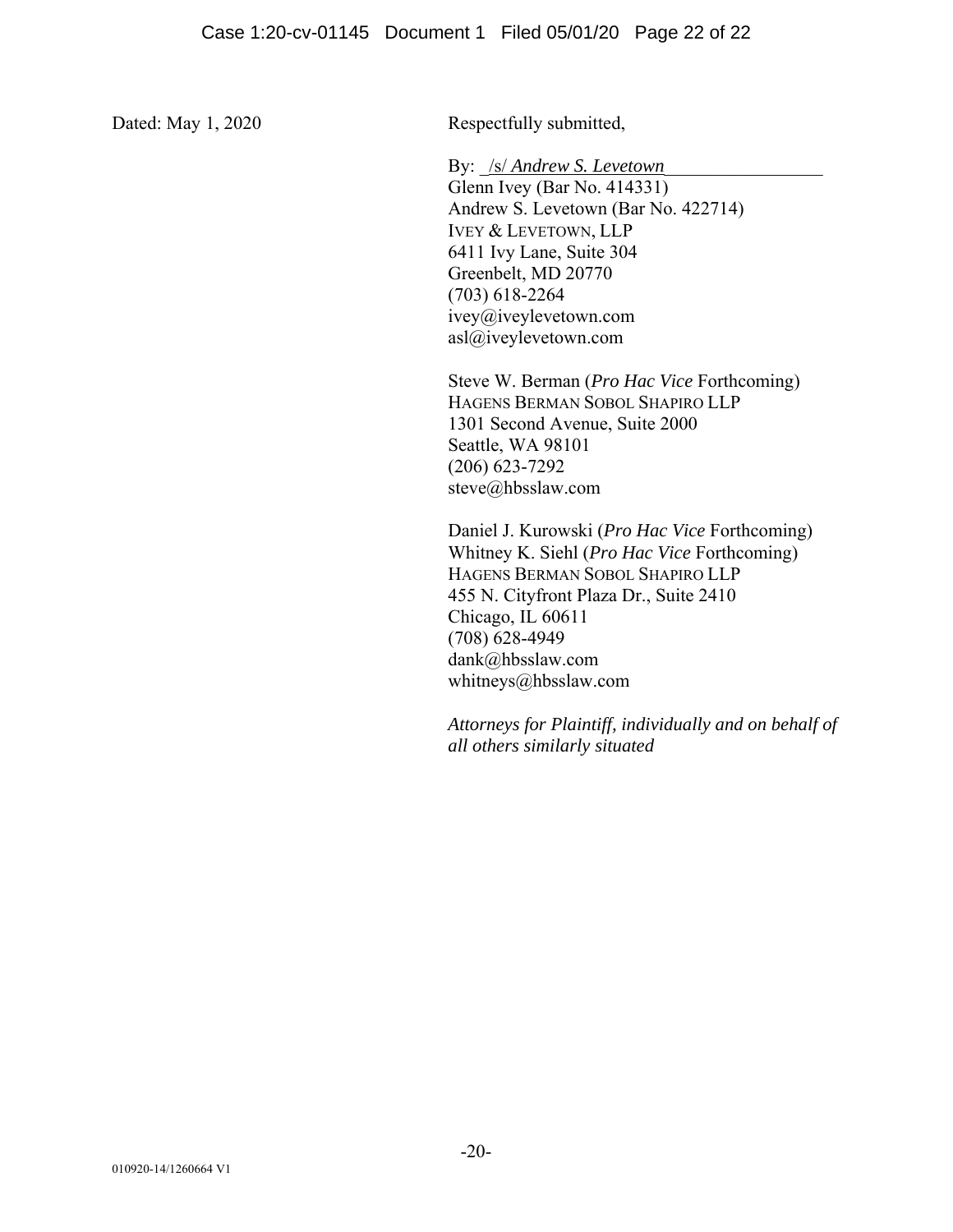Dated: May 1, 2020

Respectfully submitted,

By: _/s/ *Andrew S. Levetown*_________________
Glenn Ivey (Bar No. 414331)
Andrew S. Levetown (Bar No. 422714)
IVEY & LEVETOWN, LLP
6411 Ivy Lane, Suite 304
Greenbelt, MD 20770
(703) 618-2264
ivey@iveylevetown.com
asl@iveylevetown.com

Steve W. Berman (*Pro Hac Vice* Forthcoming)
HAGENS BERMAN SOBOL SHAPIRO LLP
1301 Second Avenue, Suite 2000
Seattle, WA 98101
(206) 623-7292
steve@hbsslaw.com

Daniel J. Kurowski (*Pro Hac Vice* Forthcoming)
Whitney K. Siehl (*Pro Hac Vice* Forthcoming)
HAGENS BERMAN SOBOL SHAPIRO LLP
455 N. Cityfront Plaza Dr., Suite 2410
Chicago, IL 60611
(708) 628-4949
dank@hbsslaw.com
whitneys@hbsslaw.com

*Attorneys for Plaintiff, individually and on behalf of all others similarly situated*

010920-14/1260664 V1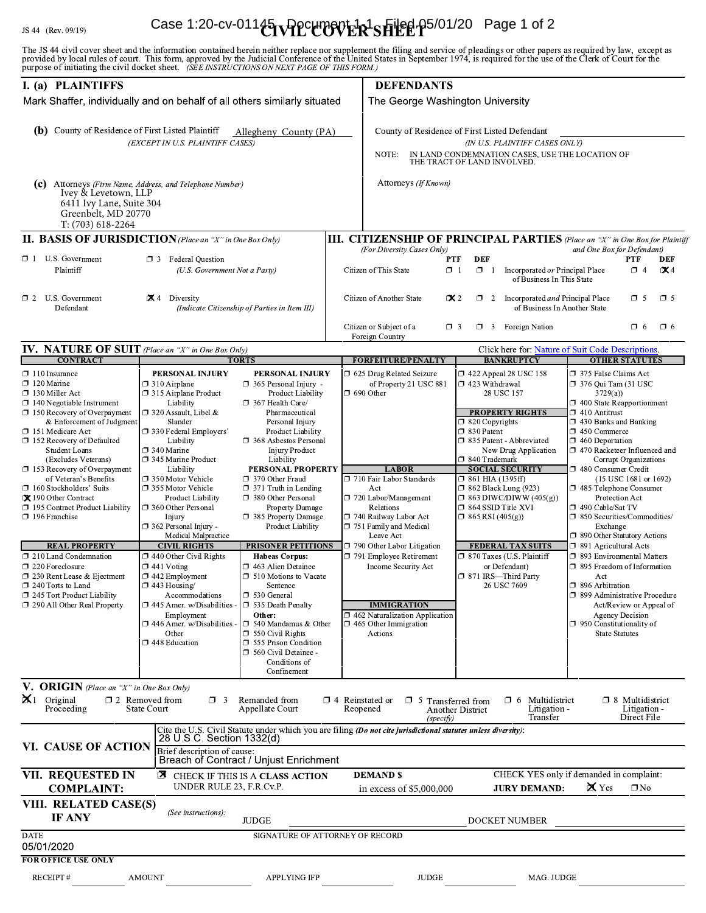JS 44 (Rev. 09/19)

# CIVIL COVER SHEET

The JS 44 civil cover sheet and the information contained herein neither replace nor supplement the filing and service of pleadings or other papers as required by law, except as provided by local rules of court. This form, approved by the Judicial Conference of the United States in September 1974, is required for the use of the Clerk of Court for the purpose of initiating the civil docket sheet. *(SEE INSTRUCTIONS ON NEXT PAGE OF THIS FORM.)*

## I. (a) PLAINTIFFS

Mark Shaffer, individually and on behalf of all others similarly situated

## DEFENDANTS

The George Washington University

**(b)** County of Residence of First Listed Plaintiff: Allegheny County (PA)
*(EXCEPT IN U.S. PLAINTIFF CASES)*

County of Residence of First Listed Defendant: ____________
*(IN U.S. PLAINTIFF CASES ONLY)*

NOTE: IN LAND CONDEMNATION CASES, USE THE LOCATION OF THE TRACT OF LAND INVOLVED.

**(c)** Attorneys *(Firm Name, Address, and Telephone Number)*
Ivey & Levetown, LLP
6411 Ivy Lane, Suite 304
Greenbelt, MD 20770
T: (703) 618-2264

Attorneys *(If Known)*

## II. BASIS OF JURISDICTION *(Place an "X" in One Box Only)*

- ☐ 1 U.S. Government Plaintiff
- ☐ 3 Federal Question *(U.S. Government Not a Party)*
- ☐ 2 U.S. Government Defendant
- ☒ 4 Diversity *(Indicate Citizenship of Parties in Item III)*

## III. CITIZENSHIP OF PRINCIPAL PARTIES *(Place an "X" in One Box for Plaintiff and One Box for Defendant)* *(For Diversity Cases Only)*

| | PTF | DEF | | PTF | DEF |
|---|---|---|---|---|---|
| Citizen of This State | ☐ 1 | ☐ 1 | Incorporated *or* Principal Place of Business In This State | ☐ 4 | ☒ 4 |
| Citizen of Another State | ☒ 2 | ☐ 2 | Incorporated *and* Principal Place of Business In Another State | ☐ 5 | ☐ 5 |
| Citizen or Subject of a Foreign Country | ☐ 3 | ☐ 3 | Foreign Nation | ☐ 6 | ☐ 6 |

## IV. NATURE OF SUIT *(Place an "X" in One Box Only)*

Click here for: Nature of Suit Code Descriptions.

**CONTRACT**
- ☐ 110 Insurance
- ☐ 120 Marine
- ☐ 130 Miller Act
- ☐ 140 Negotiable Instrument
- ☐ 150 Recovery of Overpayment & Enforcement of Judgment
- ☐ 151 Medicare Act
- ☐ 152 Recovery of Defaulted Student Loans (Excludes Veterans)
- ☐ 153 Recovery of Overpayment of Veteran's Benefits
- ☐ 160 Stockholders' Suits
- ☒ 190 Other Contract
- ☐ 195 Contract Product Liability
- ☐ 196 Franchise

**REAL PROPERTY**
- ☐ 210 Land Condemnation
- ☐ 220 Foreclosure
- ☐ 230 Rent Lease & Ejectment
- ☐ 240 Torts to Land
- ☐ 245 Tort Product Liability
- ☐ 290 All Other Real Property

**TORTS — PERSONAL INJURY**
- ☐ 310 Airplane
- ☐ 315 Airplane Product Liability
- ☐ 320 Assault, Libel & Slander
- ☐ 330 Federal Employers' Liability
- ☐ 340 Marine
- ☐ 345 Marine Product Liability
- ☐ 350 Motor Vehicle
- ☐ 355 Motor Vehicle Product Liability
- ☐ 360 Other Personal Injury
- ☐ 362 Personal Injury - Medical Malpractice

**PERSONAL INJURY**
- ☐ 365 Personal Injury - Product Liability
- ☐ 367 Health Care/ Pharmaceutical Personal Injury Product Liability
- ☐ 368 Asbestos Personal Injury Product Liability

**PERSONAL PROPERTY**
- ☐ 370 Other Fraud
- ☐ 371 Truth in Lending
- ☐ 380 Other Personal Property Damage
- ☐ 385 Property Damage Product Liability

**CIVIL RIGHTS**
- ☐ 440 Other Civil Rights
- ☐ 441 Voting
- ☐ 442 Employment
- ☐ 443 Housing/ Accommodations
- ☐ 445 Amer. w/Disabilities - Employment
- ☐ 446 Amer. w/Disabilities - Other
- ☐ 448 Education

**PRISONER PETITIONS**
Habeas Corpus:
- ☐ 463 Alien Detainee
- ☐ 510 Motions to Vacate Sentence
- ☐ 530 General
- ☐ 535 Death Penalty

Other:
- ☐ 540 Mandamus & Other
- ☐ 550 Civil Rights
- ☐ 555 Prison Condition
- ☐ 560 Civil Detainee - Conditions of Confinement

**FORFEITURE/PENALTY**
- ☐ 625 Drug Related Seizure of Property 21 USC 881
- ☐ 690 Other

**LABOR**
- ☐ 710 Fair Labor Standards Act
- ☐ 720 Labor/Management Relations
- ☐ 740 Railway Labor Act
- ☐ 751 Family and Medical Leave Act
- ☐ 790 Other Labor Litigation
- ☐ 791 Employee Retirement Income Security Act

**IMMIGRATION**
- ☐ 462 Naturalization Application
- ☐ 465 Other Immigration Actions

**BANKRUPTCY**
- ☐ 422 Appeal 28 USC 158
- ☐ 423 Withdrawal 28 USC 157

**PROPERTY RIGHTS**
- ☐ 820 Copyrights
- ☐ 830 Patent
- ☐ 835 Patent - Abbreviated New Drug Application
- ☐ 840 Trademark

**SOCIAL SECURITY**
- ☐ 861 HIA (1395ff)
- ☐ 862 Black Lung (923)
- ☐ 863 DIWC/DIWW (405(g))
- ☐ 864 SSID Title XVI
- ☐ 865 RSI (405(g))

**FEDERAL TAX SUITS**
- ☐ 870 Taxes (U.S. Plaintiff or Defendant)
- ☐ 871 IRS—Third Party 26 USC 7609

**OTHER STATUTES**
- ☐ 375 False Claims Act
- ☐ 376 Qui Tam (31 USC 3729(a))
- ☐ 400 State Reapportionment
- ☐ 410 Antitrust
- ☐ 430 Banks and Banking
- ☐ 450 Commerce
- ☐ 460 Deportation
- ☐ 470 Racketeer Influenced and Corrupt Organizations
- ☐ 480 Consumer Credit (15 USC 1681 or 1692)
- ☐ 485 Telephone Consumer Protection Act
- ☐ 490 Cable/Sat TV
- ☐ 850 Securities/Commodities/ Exchange
- ☐ 890 Other Statutory Actions
- ☐ 891 Agricultural Acts
- ☐ 893 Environmental Matters
- ☐ 895 Freedom of Information Act
- ☐ 896 Arbitration
- ☐ 899 Administrative Procedure Act/Review or Appeal of Agency Decision
- ☐ 950 Constitutionality of State Statutes

## V. ORIGIN *(Place an "X" in One Box Only)*

- ☒ 1 Original Proceeding
- ☐ 2 Removed from State Court
- ☐ 3 Remanded from Appellate Court
- ☐ 4 Reinstated or Reopened
- ☐ 5 Transferred from Another District *(specify)*
- ☐ 6 Multidistrict Litigation - Transfer
- ☐ 8 Multidistrict Litigation - Direct File

## VI. CAUSE OF ACTION

Cite the U.S. Civil Statute under which you are filing *(Do not cite jurisdictional statutes unless diversity)*:
28 U.S.C. Section 1332(d)

Brief description of cause:
Breach of Contract / Unjust Enrichment

## VII. REQUESTED IN COMPLAINT:

☒ CHECK IF THIS IS A **CLASS ACTION** UNDER RULE 23, F.R.Cv.P.

**DEMAND $** in excess of $5,000,000

CHECK YES only if demanded in complaint: **JURY DEMAND:** ☒ Yes ☐ No

## VIII. RELATED CASE(S) IF ANY

*(See instructions):* JUDGE ____________ DOCKET NUMBER ____________

DATE: 05/01/2020

SIGNATURE OF ATTORNEY OF RECORD

**FOR OFFICE USE ONLY**

RECEIPT # ______ AMOUNT ______ APPLYING IFP ______ JUDGE ______ MAG. JUDGE ______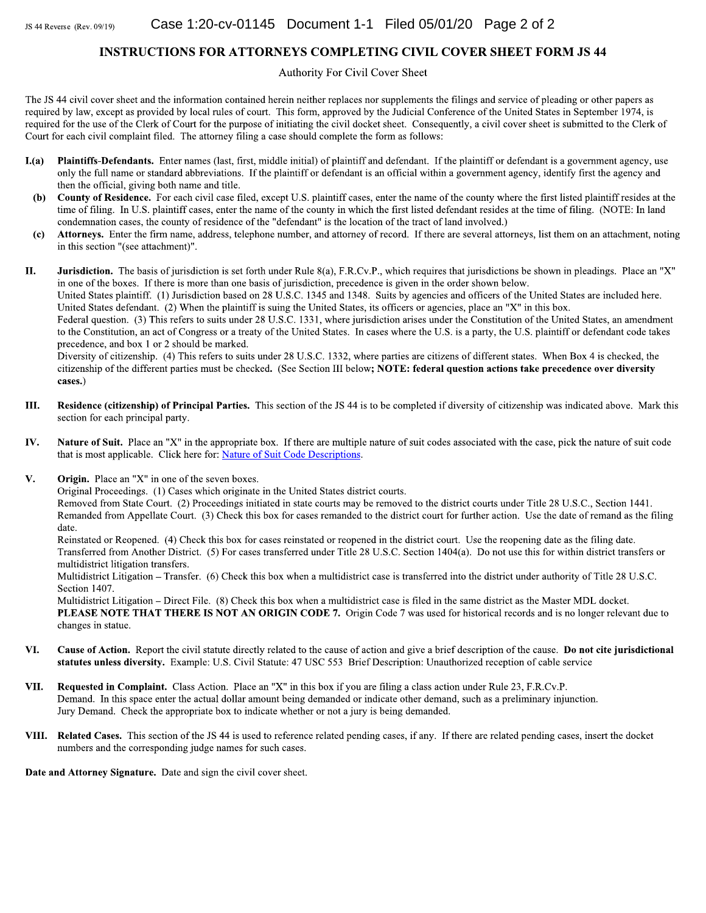## INSTRUCTIONS FOR ATTORNEYS COMPLETING CIVIL COVER SHEET FORM JS 44

### Authority For Civil Cover Sheet

The JS 44 civil cover sheet and the information contained herein neither replaces nor supplements the filings and service of pleading or other papers as required by law, except as provided by local rules of court. This form, approved by the Judicial Conference of the United States in September 1974, is required for the use of the Clerk of Court for the purpose of initiating the civil docket sheet. Consequently, a civil cover sheet is submitted to the Clerk of Court for each civil complaint filed. The attorney filing a case should complete the form as follows:

**I.(a)** **Plaintiffs-Defendants.** Enter names (last, first, middle initial) of plaintiff and defendant. If the plaintiff or defendant is a government agency, use only the full name or standard abbreviations. If the plaintiff or defendant is an official within a government agency, identify first the agency and then the official, giving both name and title.

**(b)** **County of Residence.** For each civil case filed, except U.S. plaintiff cases, enter the name of the county where the first listed plaintiff resides at the time of filing. In U.S. plaintiff cases, enter the name of the county in which the first listed defendant resides at the time of filing. (NOTE: In land condemnation cases, the county of residence of the "defendant" is the location of the tract of land involved.)

**(c)** **Attorneys.** Enter the firm name, address, telephone number, and attorney of record. If there are several attorneys, list them on an attachment, noting in this section "(see attachment)".

**II.** **Jurisdiction.** The basis of jurisdiction is set forth under Rule 8(a), F.R.Cv.P., which requires that jurisdictions be shown in pleadings. Place an "X" in one of the boxes. If there is more than one basis of jurisdiction, precedence is given in the order shown below.
United States plaintiff. (1) Jurisdiction based on 28 U.S.C. 1345 and 1348. Suits by agencies and officers of the United States are included here.
United States defendant. (2) When the plaintiff is suing the United States, its officers or agencies, place an "X" in this box.
Federal question. (3) This refers to suits under 28 U.S.C. 1331, where jurisdiction arises under the Constitution of the United States, an amendment to the Constitution, an act of Congress or a treaty of the United States. In cases where the U.S. is a party, the U.S. plaintiff or defendant code takes precedence, and box 1 or 2 should be marked.
Diversity of citizenship. (4) This refers to suits under 28 U.S.C. 1332, where parties are citizens of different states. When Box 4 is checked, the citizenship of the different parties must be checked. (See Section III below; **NOTE: federal question actions take precedence over diversity cases.**)

**III.** **Residence (citizenship) of Principal Parties.** This section of the JS 44 is to be completed if diversity of citizenship was indicated above. Mark this section for each principal party.

**IV.** **Nature of Suit.** Place an "X" in the appropriate box. If there are multiple nature of suit codes associated with the case, pick the nature of suit code that is most applicable. Click here for: Nature of Suit Code Descriptions.

**V.** **Origin.** Place an "X" in one of the seven boxes.
Original Proceedings. (1) Cases which originate in the United States district courts.
Removed from State Court. (2) Proceedings initiated in state courts may be removed to the district courts under Title 28 U.S.C., Section 1441.
Remanded from Appellate Court. (3) Check this box for cases remanded to the district court for further action. Use the date of remand as the filing date.
Reinstated or Reopened. (4) Check this box for cases reinstated or reopened in the district court. Use the reopening date as the filing date.
Transferred from Another District. (5) For cases transferred under Title 28 U.S.C. Section 1404(a). Do not use this for within district transfers or multidistrict litigation transfers.
Multidistrict Litigation – Transfer. (6) Check this box when a multidistrict case is transferred into the district under authority of Title 28 U.S.C. Section 1407.
Multidistrict Litigation – Direct File. (8) Check this box when a multidistrict case is filed in the same district as the Master MDL docket.
**PLEASE NOTE THAT THERE IS NOT AN ORIGIN CODE 7.** Origin Code 7 was used for historical records and is no longer relevant due to changes in statue.

**VI.** **Cause of Action.** Report the civil statute directly related to the cause of action and give a brief description of the cause. **Do not cite jurisdictional statutes unless diversity.** Example: U.S. Civil Statute: 47 USC 553 Brief Description: Unauthorized reception of cable service

**VII.** **Requested in Complaint.** Class Action. Place an "X" in this box if you are filing a class action under Rule 23, F.R.Cv.P.
Demand. In this space enter the actual dollar amount being demanded or indicate other demand, such as a preliminary injunction.
Jury Demand. Check the appropriate box to indicate whether or not a jury is being demanded.

**VIII.** **Related Cases.** This section of the JS 44 is used to reference related pending cases, if any. If there are related pending cases, insert the docket numbers and the corresponding judge names for such cases.

**Date and Attorney Signature.** Date and sign the civil cover sheet.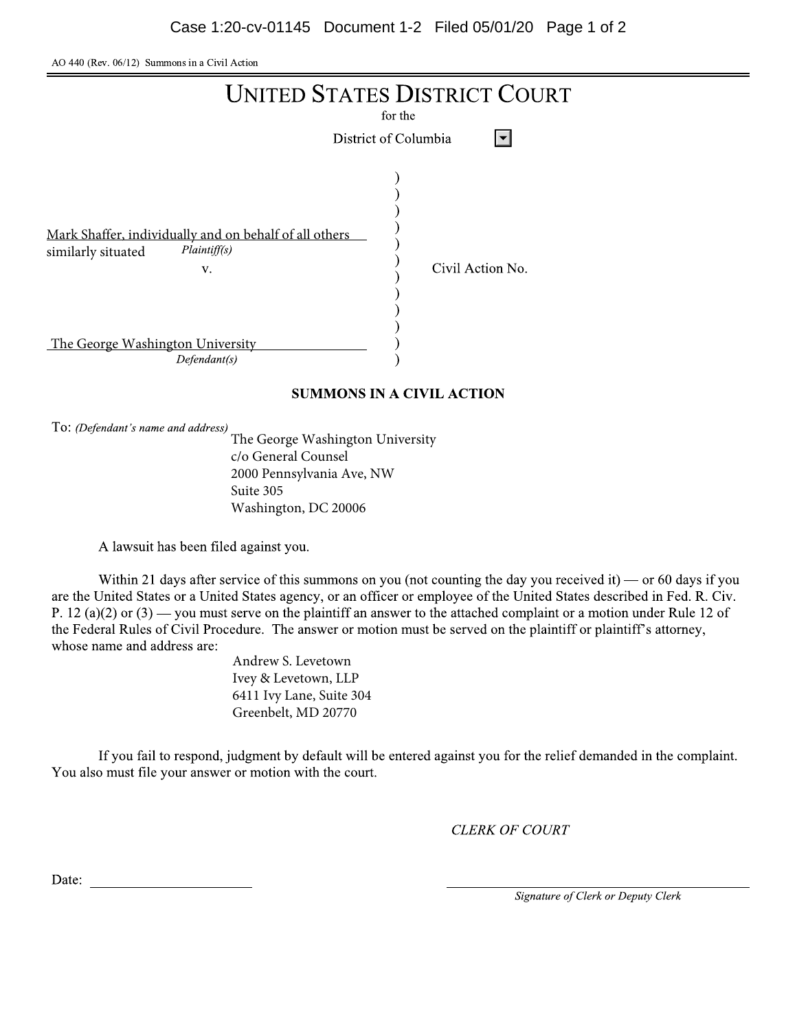AO 440 (Rev. 06/12) Summons in a Civil Action

# UNITED STATES DISTRICT COURT

for the

District of Columbia

Mark Shaffer, individually and on behalf of all others similarly situated
*Plaintiff(s)*

v.

The George Washington University
*Defendant(s)*

Civil Action No.

## SUMMONS IN A CIVIL ACTION

To: *(Defendant's name and address)*
The George Washington University
c/o General Counsel
2000 Pennsylvania Ave, NW
Suite 305
Washington, DC 20006

A lawsuit has been filed against you.

Within 21 days after service of this summons on you (not counting the day you received it) — or 60 days if you are the United States or a United States agency, or an officer or employee of the United States described in Fed. R. Civ. P. 12 (a)(2) or (3) — you must serve on the plaintiff an answer to the attached complaint or a motion under Rule 12 of the Federal Rules of Civil Procedure. The answer or motion must be served on the plaintiff or plaintiff's attorney, whose name and address are:

Andrew S. Levetown
Ivey & Levetown, LLP
6411 Ivy Lane, Suite 304
Greenbelt, MD 20770

If you fail to respond, judgment by default will be entered against you for the relief demanded in the complaint. You also must file your answer or motion with the court.

*CLERK OF COURT*

Date: ______________________

______________________
*Signature of Clerk or Deputy Clerk*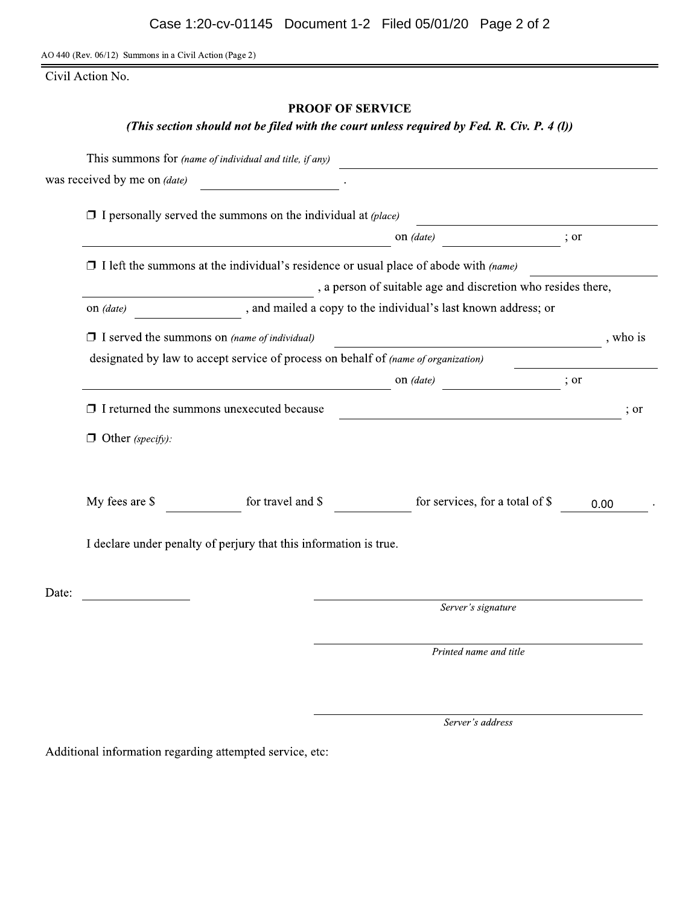AO 440 (Rev. 06/12) Summons in a Civil Action (Page 2)

Civil Action No.

## PROOF OF SERVICE

***(This section should not be filed with the court unless required by Fed. R. Civ. P. 4 (l))***

This summons for *(name of individual and title, if any)* ______________________________
was received by me on *(date)* ________________ .

❒ I personally served the summons on the individual at *(place)* ______________________________
______________________________ on *(date)* ________________ ; or

❒ I left the summons at the individual's residence or usual place of abode with *(name)* ________________
________________ , a person of suitable age and discretion who resides there,
on *(date)* ________________ , and mailed a copy to the individual's last known address; or

❒ I served the summons on *(name of individual)* ______________________________ , who is
designated by law to accept service of process on behalf of *(name of organization)* ________________
______________________________ on *(date)* ________________ ; or

❒ I returned the summons unexecuted because ______________________________ ; or

❒ Other *(specify)*:

My fees are $ ________ for travel and $ ________ for services, for a total of $ 0.00 .

I declare under penalty of perjury that this information is true.

Date: ________________

______________________________
*Server's signature*

______________________________
*Printed name and title*

______________________________
*Server's address*

Additional information regarding attempted service, etc: